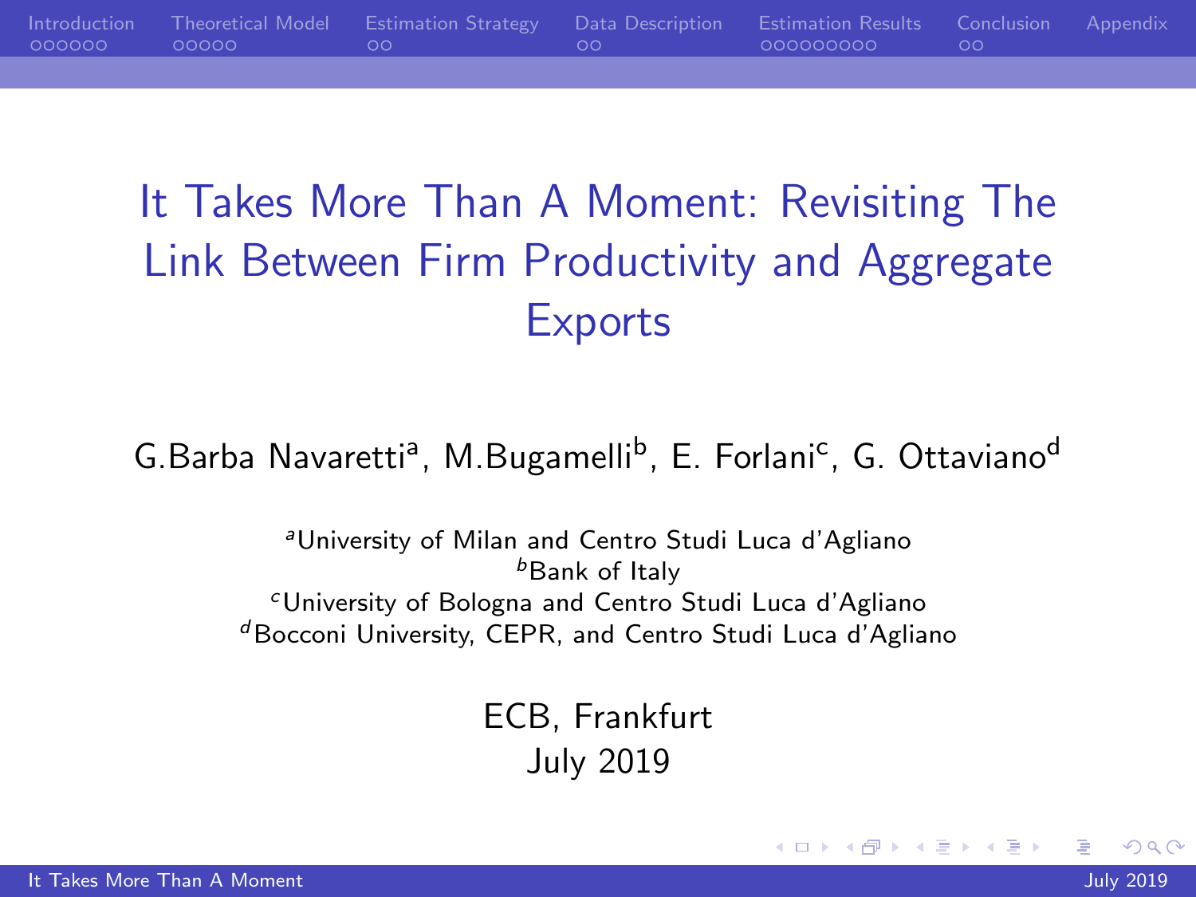# It Takes More Than A Moment: Revisiting The Link Between Firm Productivity and Aggregate Exports

G.Barba Navaretti[a], M.Bugamelli[b], E. Forlani[c], G. Ottaviano[d]

[a]University of Milan and Centro Studi Luca d'Agliano
[b]Bank of Italy
[c]University of Bologna and Centro Studi Luca d'Agliano
[d]Bocconi University, CEPR, and Centro Studi Luca d'Agliano

ECB, Frankfurt
July 2019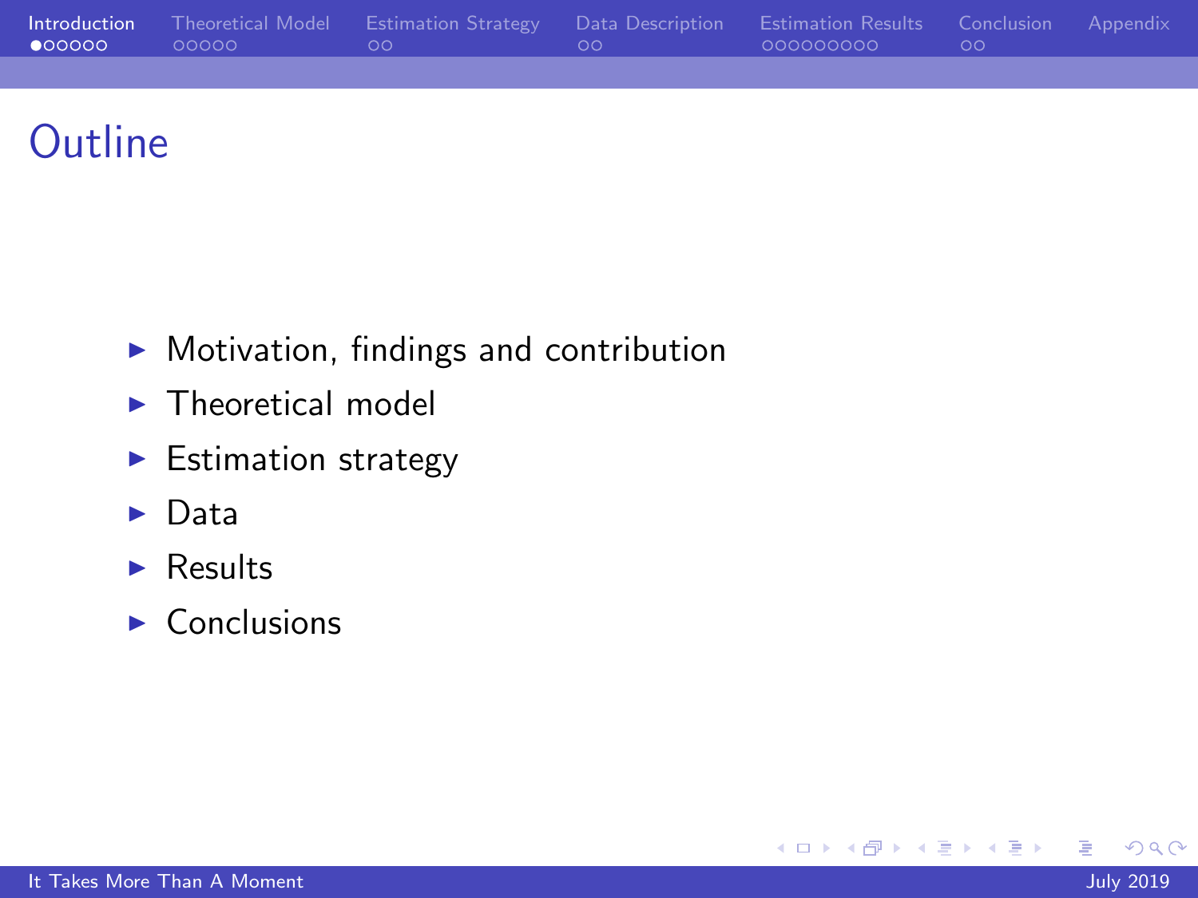# Outline

- Motivation, findings and contribution
- Theoretical model
- Estimation strategy
- Data
- Results
- Conclusions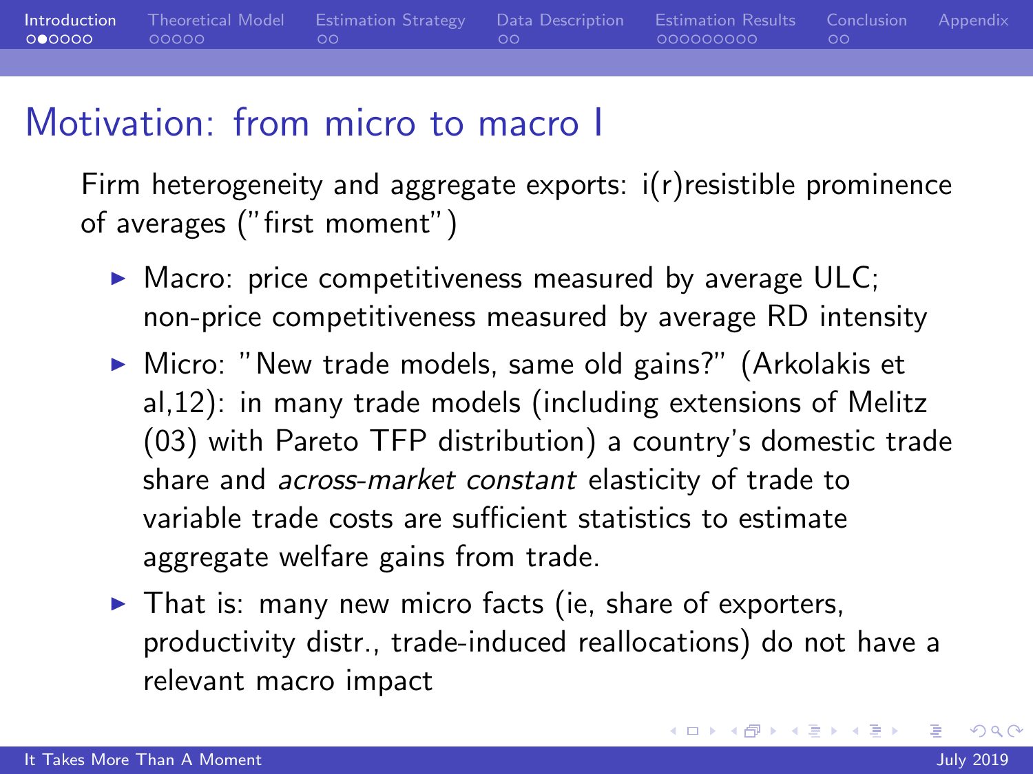# Motivation: from micro to macro I

Firm heterogeneity and aggregate exports: i(r)resistible prominence of averages ("first moment")

- Macro: price competitiveness measured by average ULC; non-price competitiveness measured by average RD intensity
- Micro: "New trade models, same old gains?" (Arkolakis et al,12): in many trade models (including extensions of Melitz (03) with Pareto TFP distribution) a country's domestic trade share and *across-market constant* elasticity of trade to variable trade costs are sufficient statistics to estimate aggregate welfare gains from trade.
- That is: many new micro facts (ie, share of exporters, productivity distr., trade-induced reallocations) do not have a relevant macro impact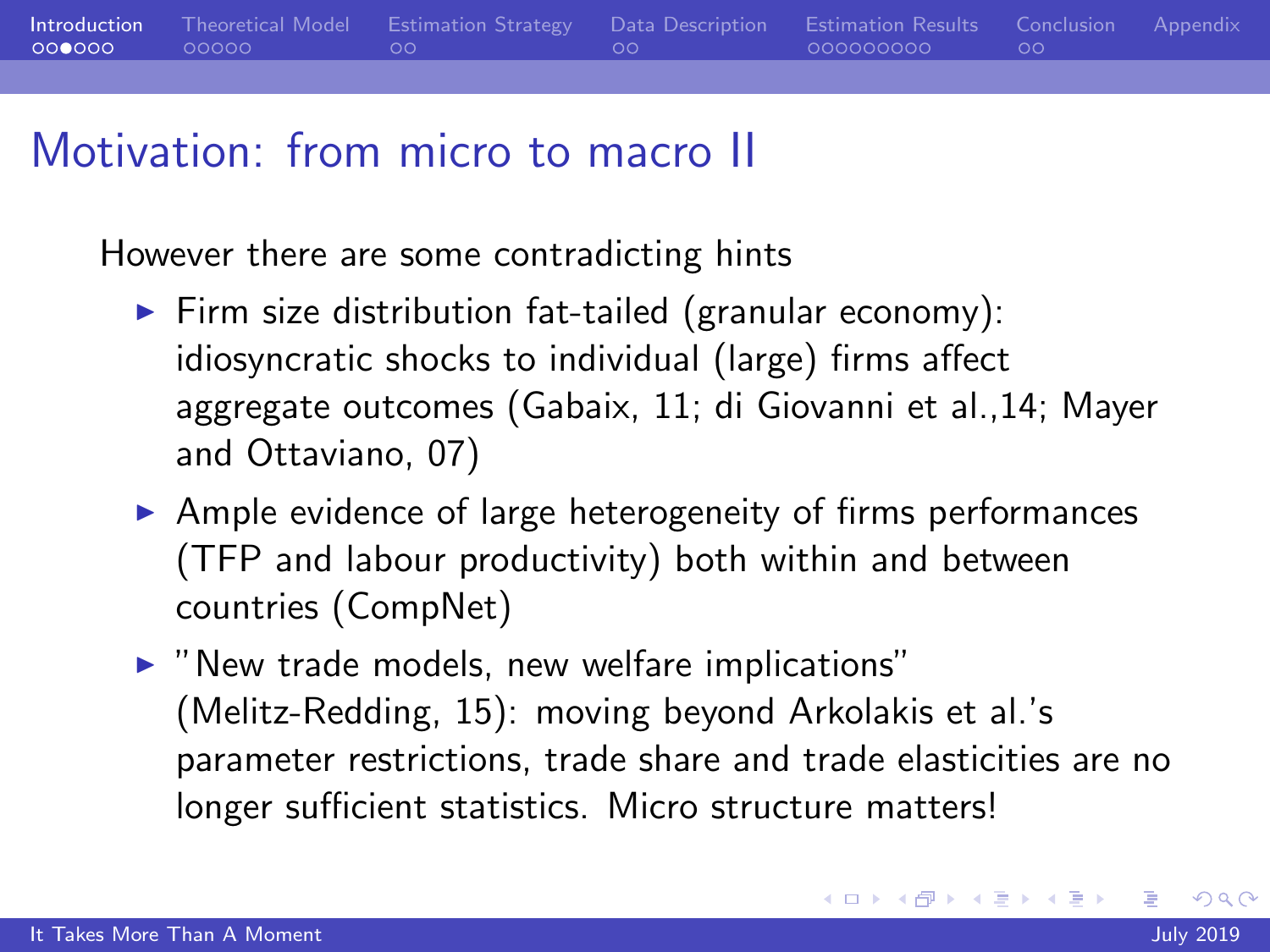# Motivation: from micro to macro II

However there are some contradicting hints

- Firm size distribution fat-tailed (granular economy): idiosyncratic shocks to individual (large) firms affect aggregate outcomes (Gabaix, 11; di Giovanni et al.,14; Mayer and Ottaviano, 07)
- Ample evidence of large heterogeneity of firms performances (TFP and labour productivity) both within and between countries (CompNet)
- "New trade models, new welfare implications" (Melitz-Redding, 15): moving beyond Arkolakis et al.'s parameter restrictions, trade share and trade elasticities are no longer sufficient statistics. Micro structure matters!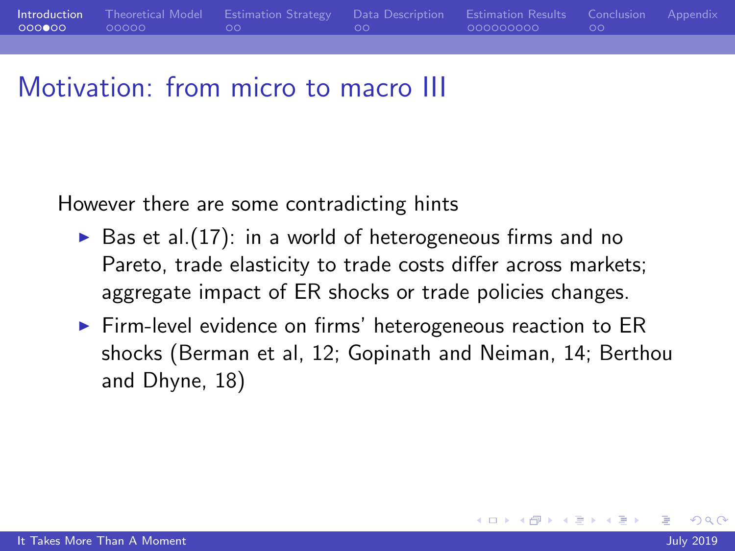## Motivation: from micro to macro III

However there are some contradicting hints

- Bas et al.(17): in a world of heterogeneous firms and no Pareto, trade elasticity to trade costs differ across markets; aggregate impact of ER shocks or trade policies changes.
- Firm-level evidence on firms' heterogeneous reaction to ER shocks (Berman et al, 12; Gopinath and Neiman, 14; Berthou and Dhyne, 18)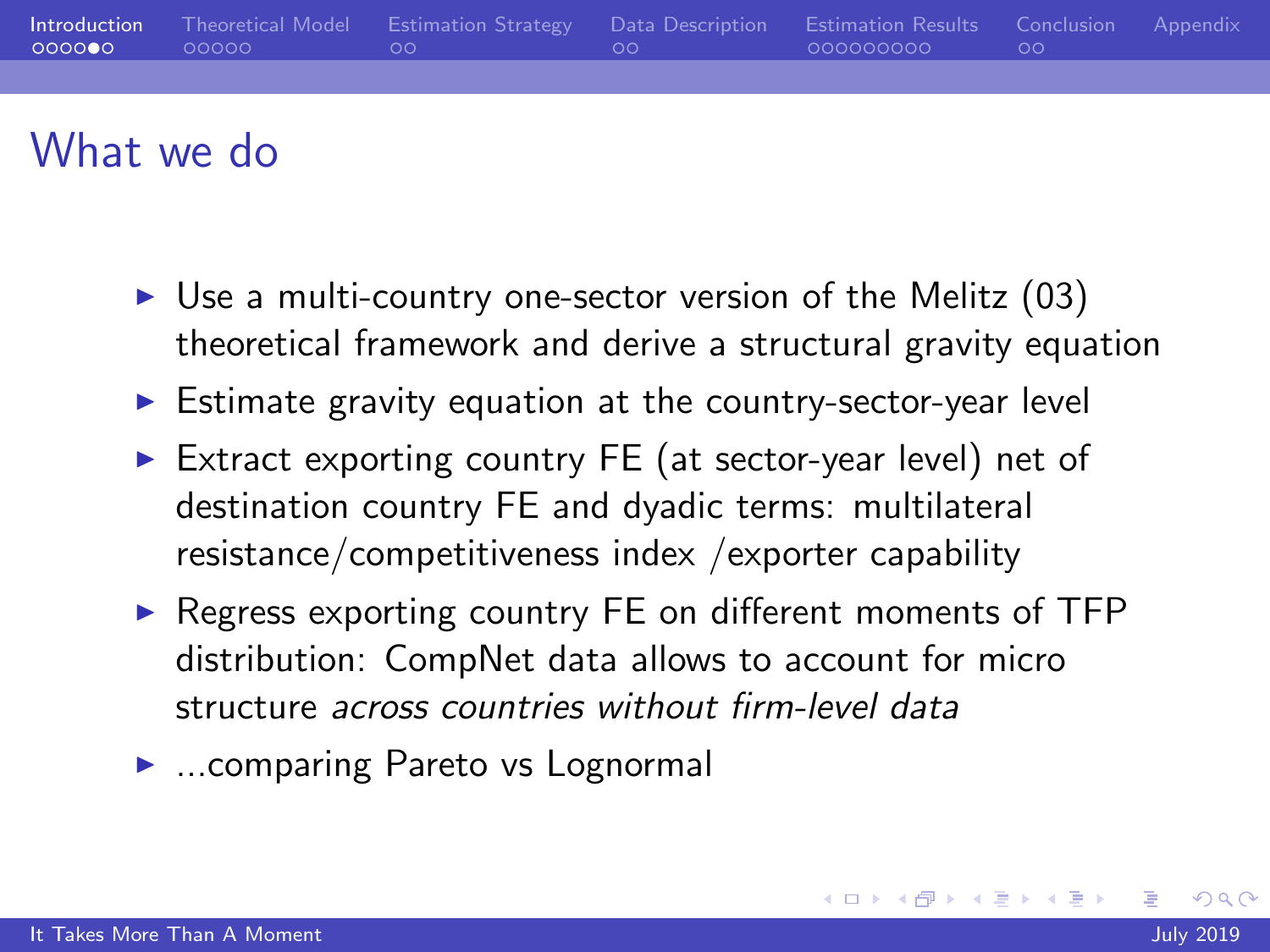# What we do

- Use a multi-country one-sector version of the Melitz (03) theoretical framework and derive a structural gravity equation
- Estimate gravity equation at the country-sector-year level
- Extract exporting country FE (at sector-year level) net of destination country FE and dyadic terms: multilateral resistance/competitiveness index /exporter capability
- Regress exporting country FE on different moments of TFP distribution: CompNet data allows to account for micro structure *across countries without firm-level data*
- ...comparing Pareto vs Lognormal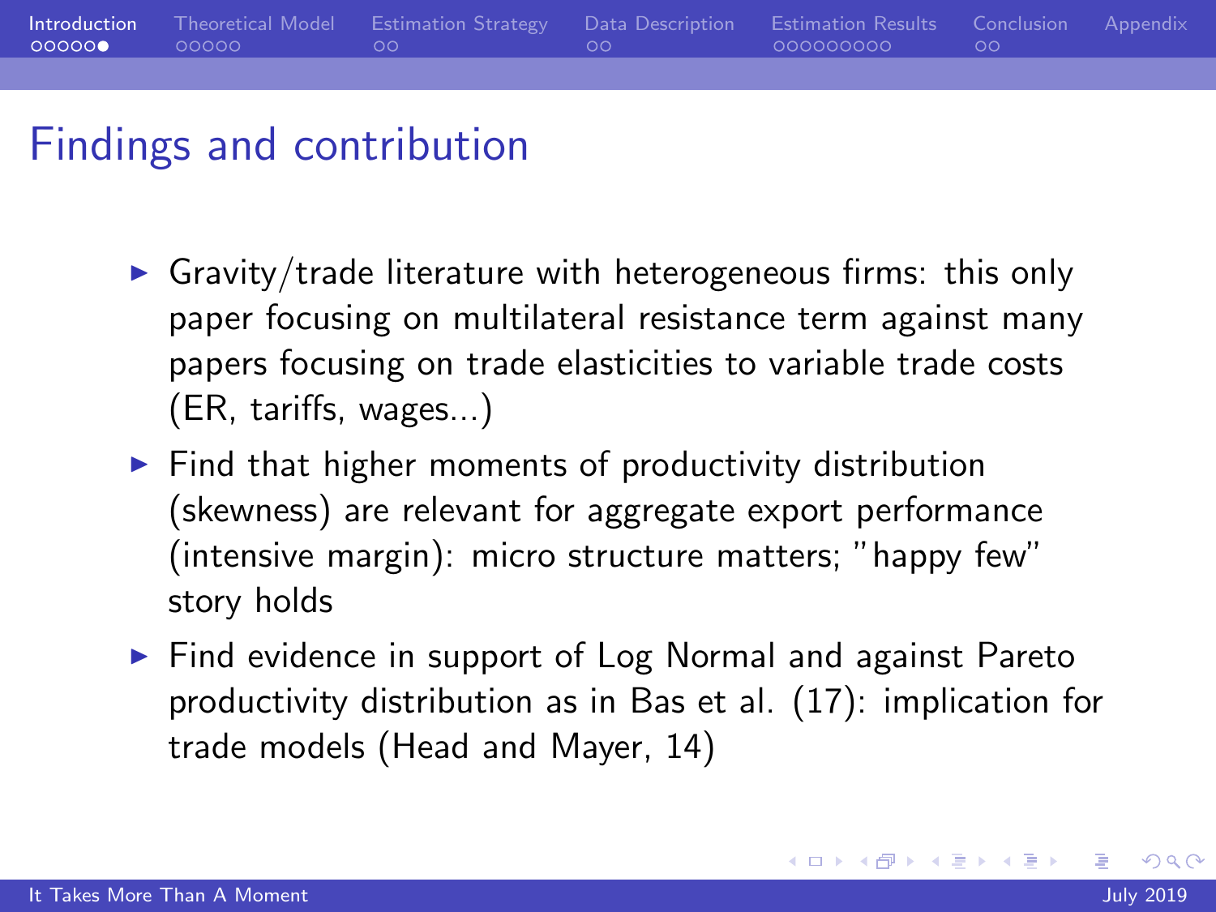# Findings and contribution

- Gravity/trade literature with heterogeneous firms: this only paper focusing on multilateral resistance term against many papers focusing on trade elasticities to variable trade costs (ER, tariffs, wages...)
- Find that higher moments of productivity distribution (skewness) are relevant for aggregate export performance (intensive margin): micro structure matters; "happy few" story holds
- Find evidence in support of Log Normal and against Pareto productivity distribution as in Bas et al. (17): implication for trade models (Head and Mayer, 14)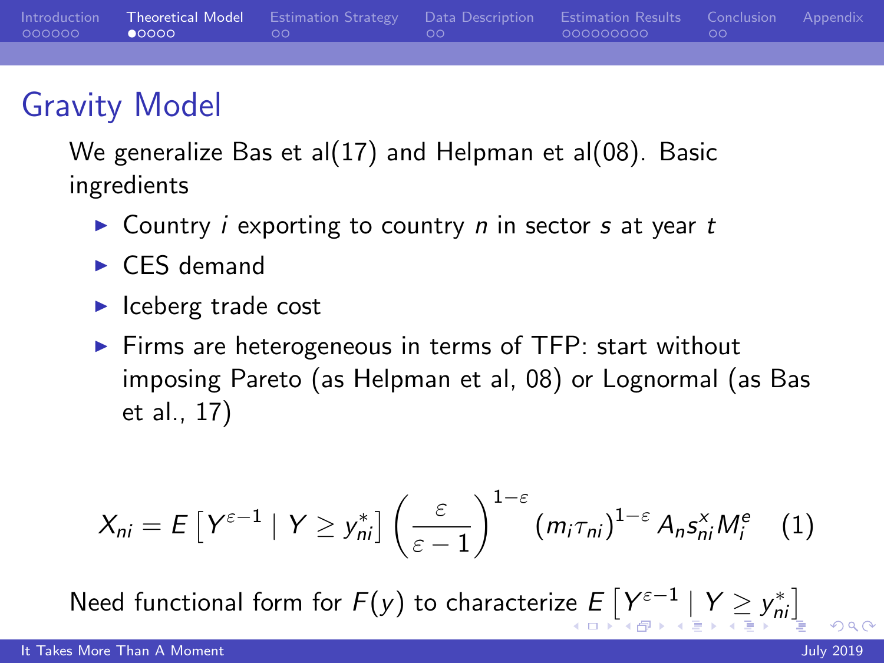## Gravity Model

We generalize Bas et al(17) and Helpman et al(08). Basic ingredients

- Country $i$ exporting to country $n$ in sector $s$ at year $t$
- CES demand
- Iceberg trade cost
- Firms are heterogeneous in terms of TFP: start without imposing Pareto (as Helpman et al, 08) or Lognormal (as Bas et al., 17)

$$X_{ni} = E\left[Y^{\varepsilon-1} \mid Y \geq y_{ni}^{*}\right]\left(\frac{\varepsilon}{\varepsilon-1}\right)^{1-\varepsilon}(m_i\tau_{ni})^{1-\varepsilon} A_n s_{ni}^{x} M_i^{e} \quad (1)$$

Need functional form for $F(y)$ to characterize $E\left[Y^{\varepsilon-1} \mid Y \geq y_{ni}^{*}\right]$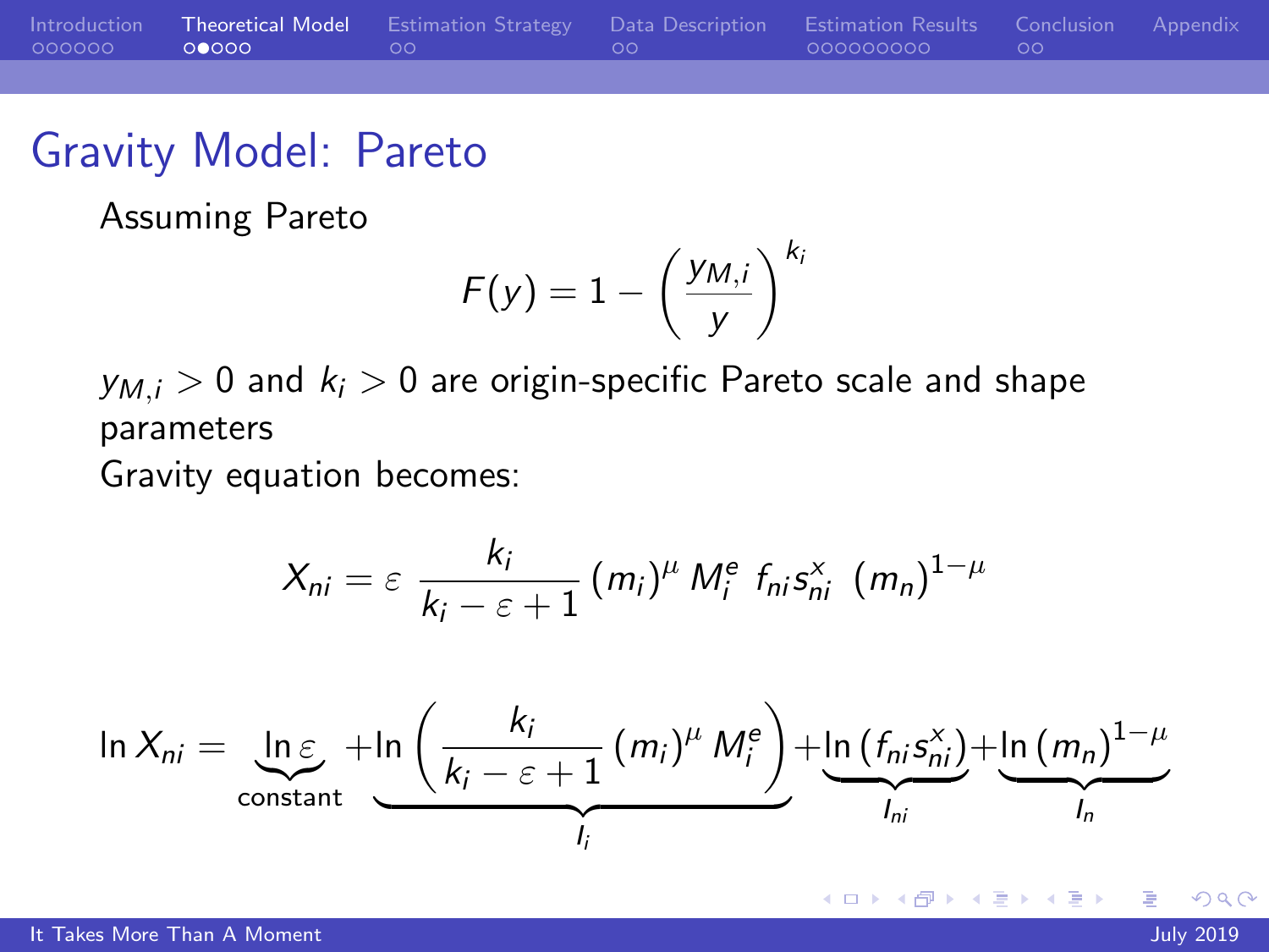# Gravity Model: Pareto

Assuming Pareto

$$F(y) = 1 - \left(\frac{y_{M,i}}{y}\right)^{k_i}$$

$y_{M,i} > 0$ and $k_i > 0$ are origin-specific Pareto scale and shape parameters

Gravity equation becomes:

$$X_{ni} = \varepsilon \ \frac{k_i}{k_i - \varepsilon + 1} (m_i)^{\mu} M_i^e \ f_{ni} s_{ni}^x \ (m_n)^{1-\mu}$$

$$\ln X_{ni} = \underbrace{\ln \varepsilon}_{\text{constant}} + \underbrace{\ln \left( \frac{k_i}{k_i - \varepsilon + 1} (m_i)^{\mu} M_i^e \right)}_{I_i} + \underbrace{\ln \left( f_{ni} s_{ni}^x \right)}_{I_{ni}} + \underbrace{\ln (m_n)^{1-\mu}}_{I_n}$$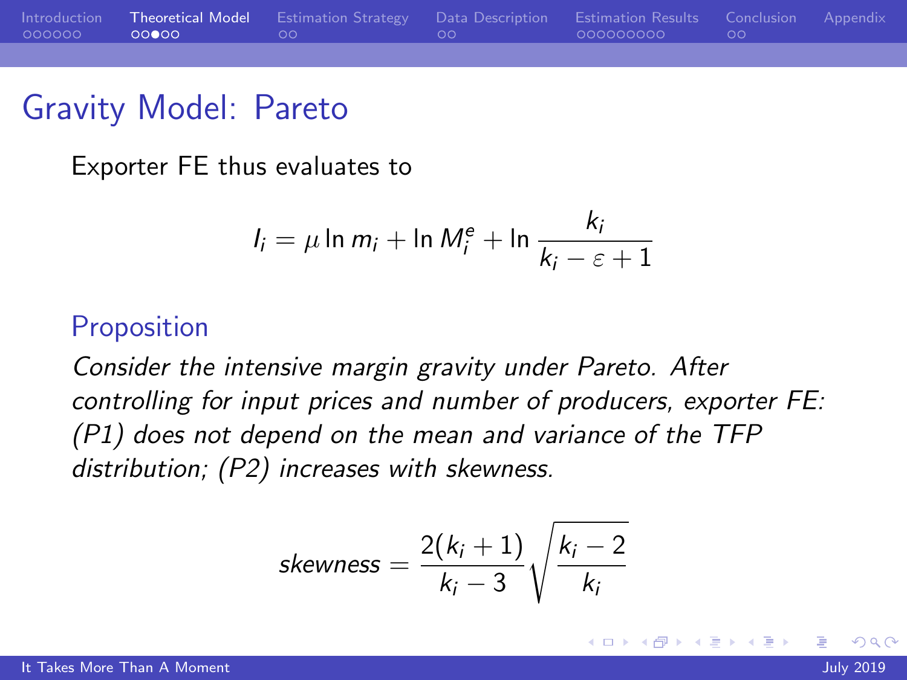# Gravity Model: Pareto

Exporter FE thus evaluates to

$$I_i = \mu \ln m_i + \ln M_i^e + \ln \frac{k_i}{k_i - \varepsilon + 1}$$

## Proposition

*Consider the intensive margin gravity under Pareto. After controlling for input prices and number of producers, exporter FE: (P1) does not depend on the mean and variance of the TFP distribution; (P2) increases with skewness.*

$$skewness = \frac{2(k_i + 1)}{k_i - 3} \sqrt{\frac{k_i - 2}{k_i}}$$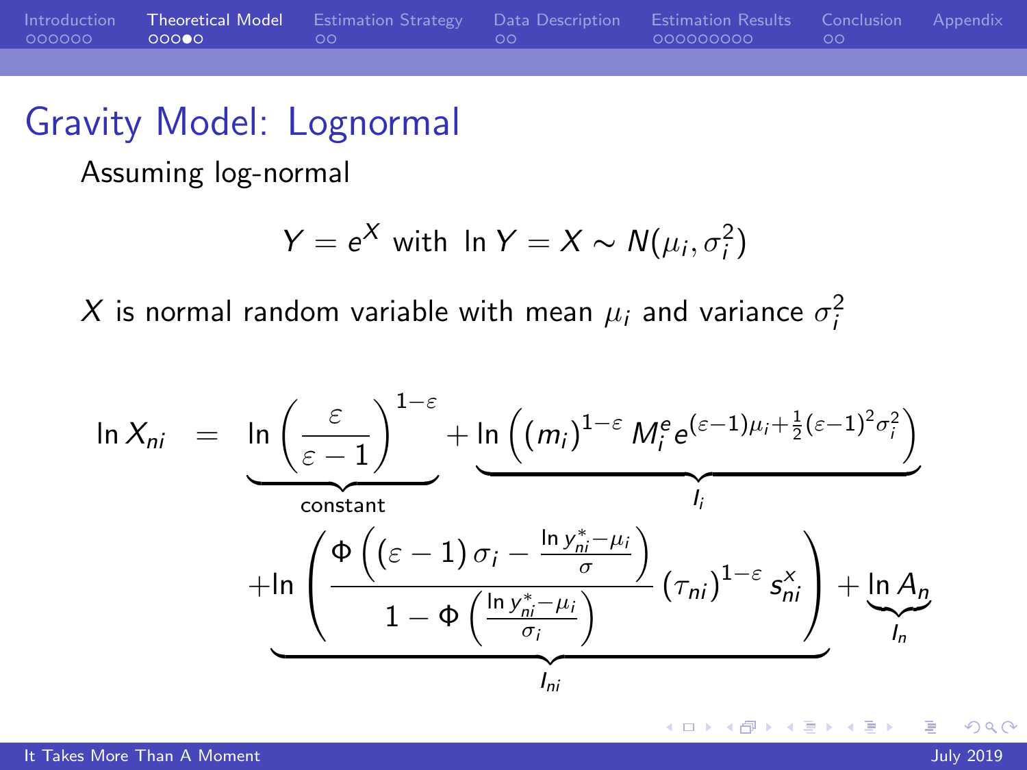## Gravity Model: Lognormal

Assuming log-normal

$$Y = e^X \text{ with } \ln Y = X \sim N(\mu_i, \sigma_i^2)$$

$X$ is normal random variable with mean $\mu_i$ and variance $\sigma_i^2$

$$\ln X_{ni} = \underbrace{\ln\left(\frac{\varepsilon}{\varepsilon - 1}\right)^{1-\varepsilon}}_{\text{constant}} + \underbrace{\ln\left((m_i)^{1-\varepsilon} M_i^e e^{(\varepsilon-1)\mu_i + \frac{1}{2}(\varepsilon-1)^2\sigma_i^2}\right)}_{I_i}$$

$$+ \underbrace{\ln\left(\frac{\Phi\left((\varepsilon - 1)\sigma_i - \frac{\ln y_{ni}^* - \mu_i}{\sigma}\right)}{1 - \Phi\left(\frac{\ln y_{ni}^* - \mu_i}{\sigma_i}\right)} (\tau_{ni})^{1-\varepsilon} s_{ni}^x\right)}_{I_{ni}} + \underbrace{\ln A_n}_{I_n}$$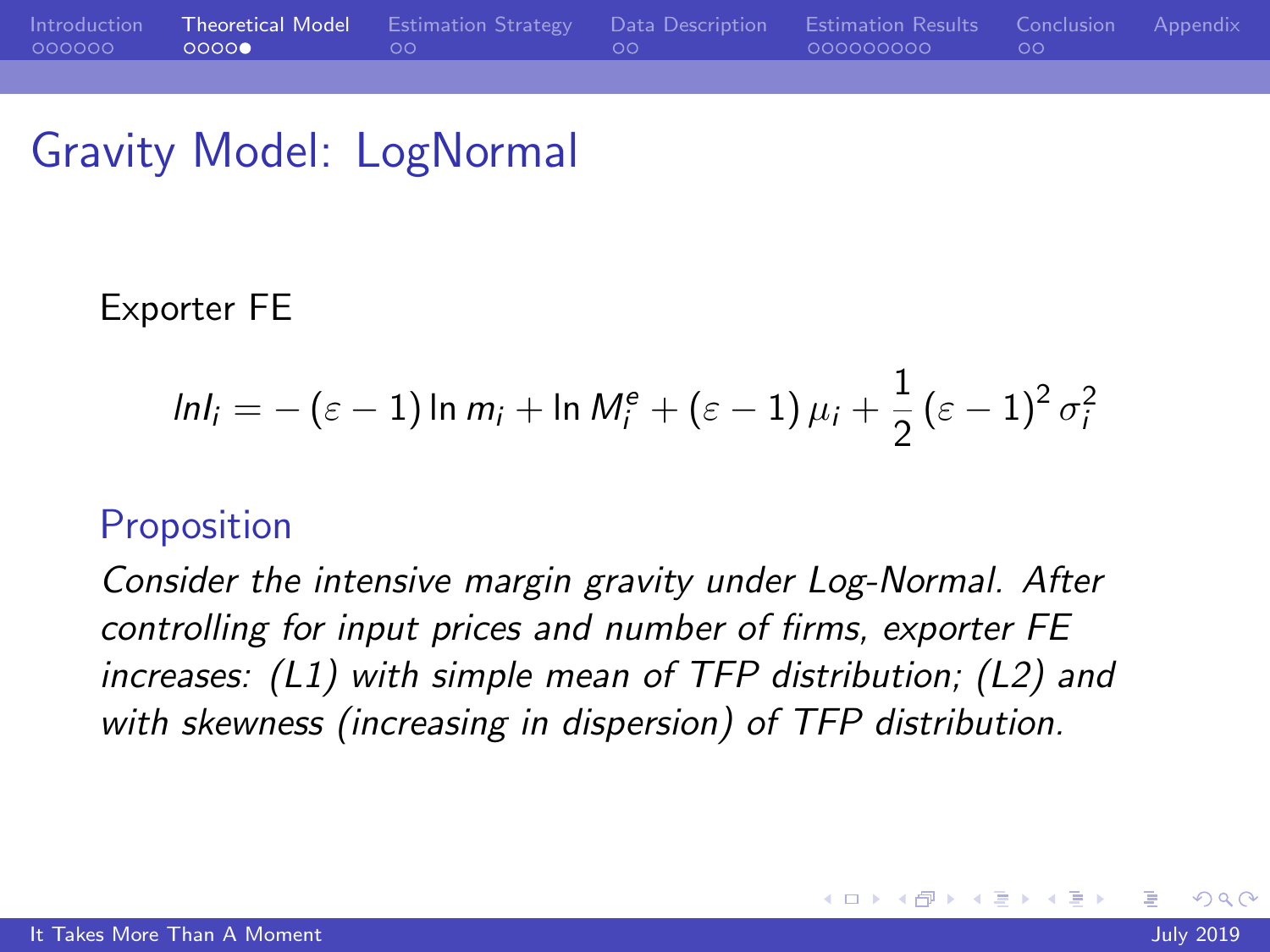## Gravity Model: LogNormal

Exporter FE

$$lnI_i = -(\varepsilon - 1)\ln m_i + \ln M_i^e + (\varepsilon - 1)\mu_i + \frac{1}{2}(\varepsilon - 1)^2 \sigma_i^2$$

### Proposition

*Consider the intensive margin gravity under Log-Normal. After controlling for input prices and number of firms, exporter FE increases: (L1) with simple mean of TFP distribution; (L2) and with skewness (increasing in dispersion) of TFP distribution.*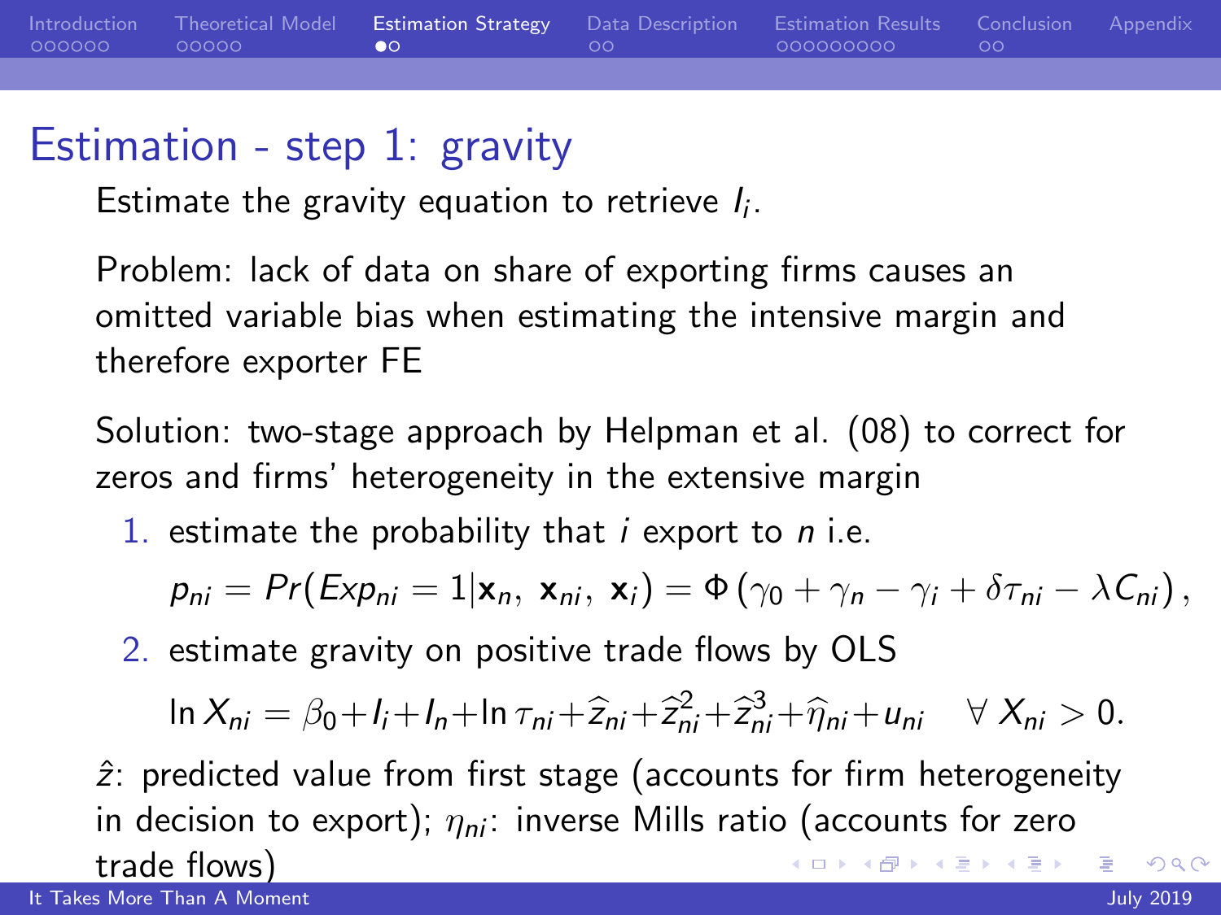# Estimation - step 1: gravity

Estimate the gravity equation to retrieve $I_i$.

Problem: lack of data on share of exporting firms causes an omitted variable bias when estimating the intensive margin and therefore exporter FE

Solution: two-stage approach by Helpman et al. (08) to correct for zeros and firms' heterogeneity in the extensive margin

1. estimate the probability that $i$ export to $n$ i.e.

$$p_{ni} = Pr(Exp_{ni} = 1 | \mathbf{x}_n,\ \mathbf{x}_{ni},\ \mathbf{x}_i) = \Phi\left(\gamma_0 + \gamma_n - \gamma_i + \delta\tau_{ni} - \lambda C_{ni}\right),$$

2. estimate gravity on positive trade flows by OLS

$$\ln X_{ni} = \beta_0 + I_i + I_n + \ln\tau_{ni} + \widehat{z}_{ni} + \widehat{z}_{ni}^2 + \widehat{z}_{ni}^3 + \widehat{\eta}_{ni} + u_{ni} \quad \forall\ X_{ni} > 0.$$

$\hat{z}$: predicted value from first stage (accounts for firm heterogeneity in decision to export); $\eta_{ni}$: inverse Mills ratio (accounts for zero trade flows)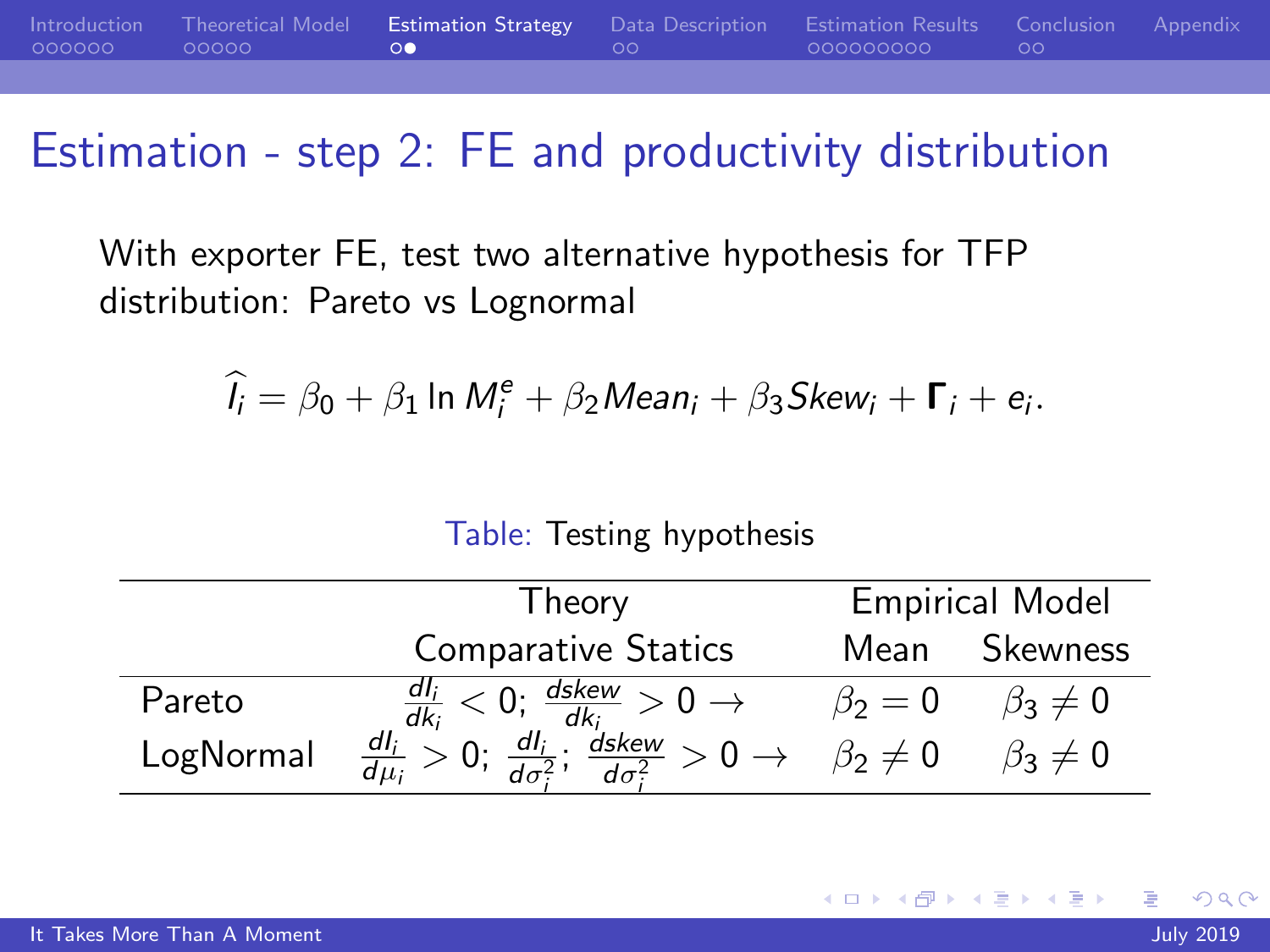# Estimation - step 2: FE and productivity distribution

With exporter FE, test two alternative hypothesis for TFP distribution: Pareto vs Lognormal

$$\widehat{I_i} = \beta_0 + \beta_1 \ln M_i^e + \beta_2 Mean_i + \beta_3 Skew_i + \mathbf{\Gamma}_i + e_i.$$

Table: Testing hypothesis

| | Theory | Empirical Model | |
|---|---|---|---|
| | Comparative Statics | Mean | Skewness |
| Pareto | $\frac{dI_i}{dk_i} < 0$; $\frac{dskew}{dk_i} > 0 \rightarrow$ | $\beta_2 = 0$ | $\beta_3 \neq 0$ |
| LogNormal | $\frac{dI_i}{d\mu_i} > 0$; $\frac{dI_i}{d\sigma_i^2}$; $\frac{dskew}{d\sigma_i^2} > 0 \rightarrow$ | $\beta_2 \neq 0$ | $\beta_3 \neq 0$ |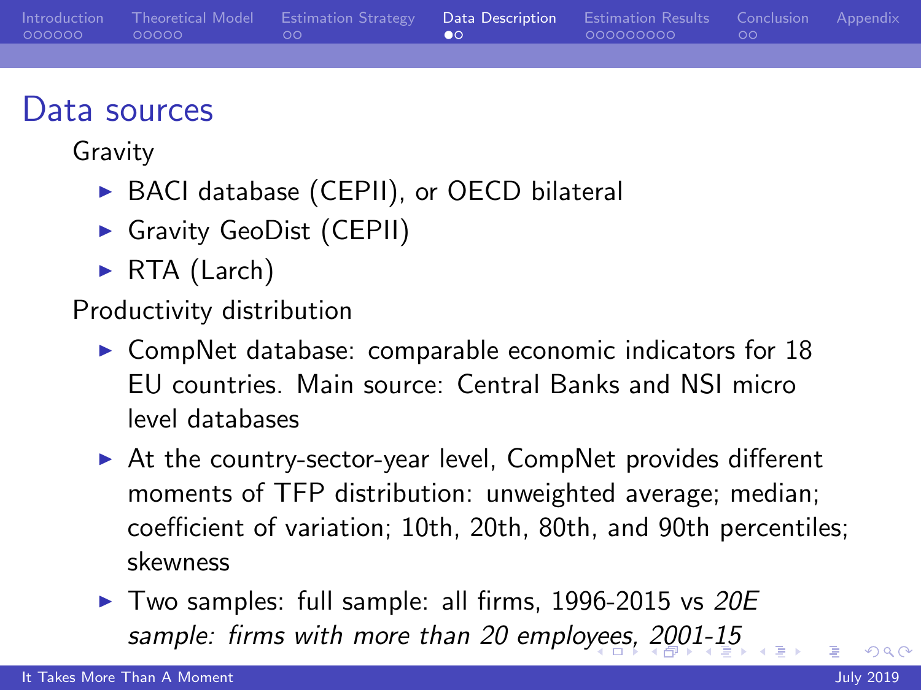# Data sources

Gravity

- BACI database (CEPII), or OECD bilateral
- Gravity GeoDist (CEPII)
- RTA (Larch)

Productivity distribution

- CompNet database: comparable economic indicators for 18 EU countries. Main source: Central Banks and NSI micro level databases
- At the country-sector-year level, CompNet provides different moments of TFP distribution: unweighted average; median; coefficient of variation; 10th, 20th, 80th, and 90th percentiles; skewness
- Two samples: full sample: all firms, 1996-2015 vs *20E sample: firms with more than 20 employees, 2001-15*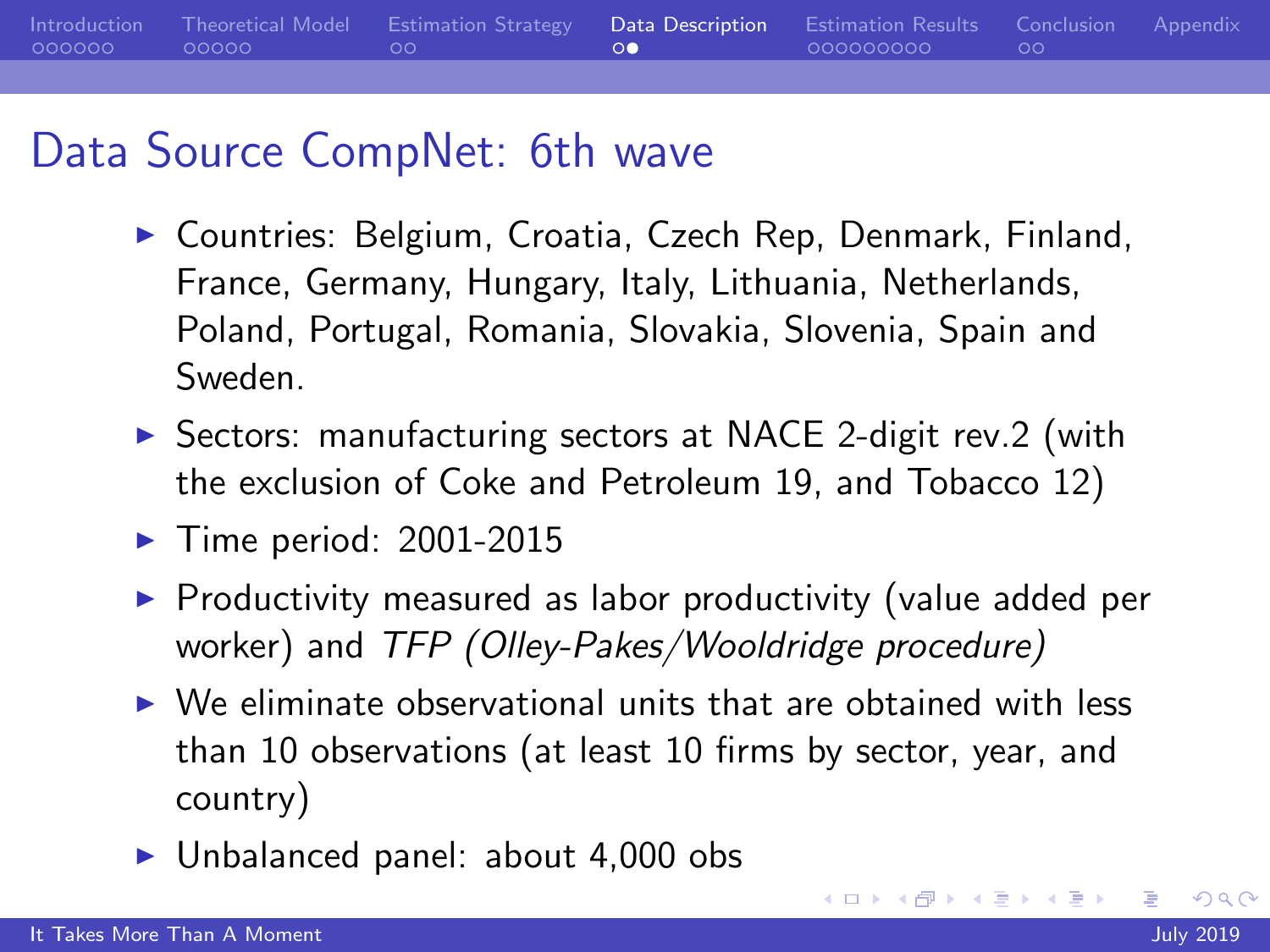# Data Source CompNet: 6th wave

- Countries: Belgium, Croatia, Czech Rep, Denmark, Finland, France, Germany, Hungary, Italy, Lithuania, Netherlands, Poland, Portugal, Romania, Slovakia, Slovenia, Spain and Sweden.
- Sectors: manufacturing sectors at NACE 2-digit rev.2 (with the exclusion of Coke and Petroleum 19, and Tobacco 12)
- Time period: 2001-2015
- Productivity measured as labor productivity (value added per worker) and *TFP (Olley-Pakes/Wooldridge procedure)*
- We eliminate observational units that are obtained with less than 10 observations (at least 10 firms by sector, year, and country)
- Unbalanced panel: about 4,000 obs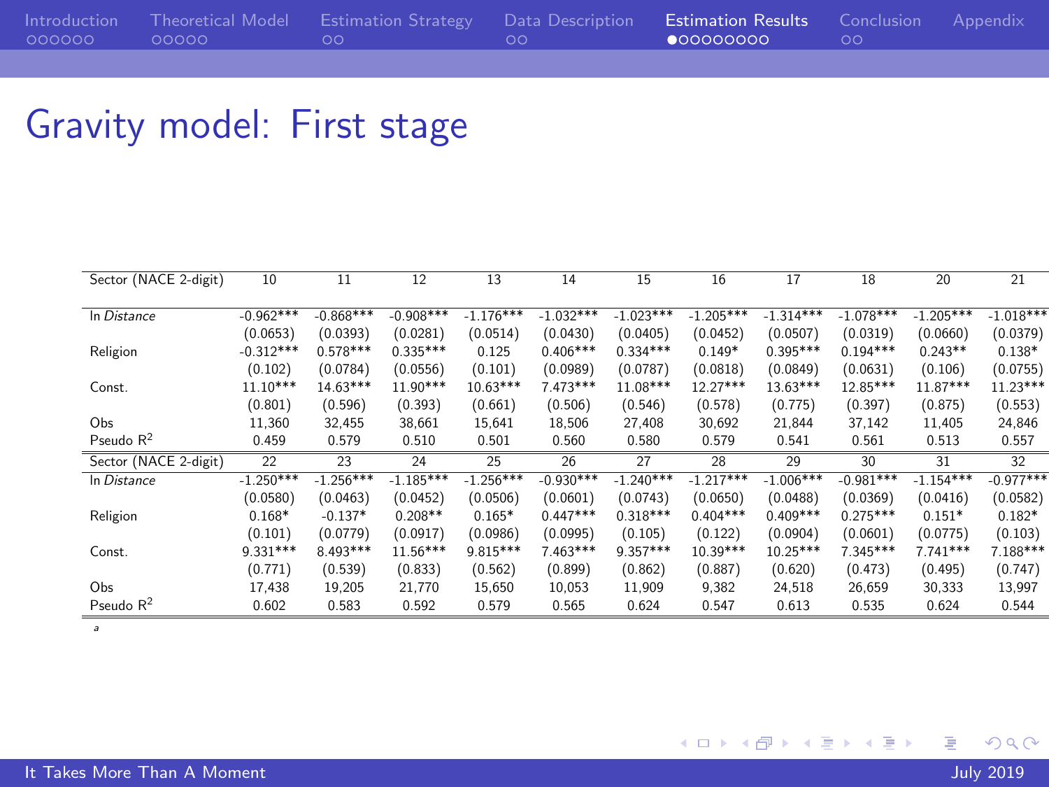# Gravity model: First stage

| Sector (NACE 2-digit) | 10 | 11 | 12 | 13 | 14 | 15 | 16 | 17 | 18 | 20 | 21 |
|---|---|---|---|---|---|---|---|---|---|---|---|
| ln *Distance* | -0.962*** | -0.868*** | -0.908*** | -1.176*** | -1.032*** | -1.023*** | -1.205*** | -1.314*** | -1.078*** | -1.205*** | -1.018*** |
| | (0.0653) | (0.0393) | (0.0281) | (0.0514) | (0.0430) | (0.0405) | (0.0452) | (0.0507) | (0.0319) | (0.0660) | (0.0379) |
| Religion | -0.312*** | 0.578*** | 0.335*** | 0.125 | 0.406*** | 0.334*** | 0.149* | 0.395*** | 0.194*** | 0.243** | 0.138* |
| | (0.102) | (0.0784) | (0.0556) | (0.101) | (0.0989) | (0.0787) | (0.0818) | (0.0849) | (0.0631) | (0.106) | (0.0755) |
| Const. | 11.10*** | 14.63*** | 11.90*** | 10.63*** | 7.473*** | 11.08*** | 12.27*** | 13.63*** | 12.85*** | 11.87*** | 11.23*** |
| | (0.801) | (0.596) | (0.393) | (0.661) | (0.506) | (0.546) | (0.578) | (0.775) | (0.397) | (0.875) | (0.553) |
| Obs | 11,360 | 32,455 | 38,661 | 15,641 | 18,506 | 27,408 | 30,692 | 21,844 | 37,142 | 11,405 | 24,846 |
| Pseudo $R^2$ | 0.459 | 0.579 | 0.510 | 0.501 | 0.560 | 0.580 | 0.579 | 0.541 | 0.561 | 0.513 | 0.557 |
| Sector (NACE 2-digit) | 22 | 23 | 24 | 25 | 26 | 27 | 28 | 29 | 30 | 31 | 32 |
| ln *Distance* | -1.250*** | -1.256*** | -1.185*** | -1.256*** | -0.930*** | -1.240*** | -1.217*** | -1.006*** | -0.981*** | -1.154*** | -0.977*** |
| | (0.0580) | (0.0463) | (0.0452) | (0.0506) | (0.0601) | (0.0743) | (0.0650) | (0.0488) | (0.0369) | (0.0416) | (0.0582) |
| Religion | 0.168* | -0.137* | 0.208** | 0.165* | 0.447*** | 0.318*** | 0.404*** | 0.409*** | 0.275*** | 0.151* | 0.182* |
| | (0.101) | (0.0779) | (0.0917) | (0.0986) | (0.0995) | (0.105) | (0.122) | (0.0904) | (0.0601) | (0.0775) | (0.103) |
| Const. | 9.331*** | 8.493*** | 11.56*** | 9.815*** | 7.463*** | 9.357*** | 10.39*** | 10.25*** | 7.345*** | 7.741*** | 7.188*** |
| | (0.771) | (0.539) | (0.833) | (0.562) | (0.899) | (0.862) | (0.887) | (0.620) | (0.473) | (0.495) | (0.747) |
| Obs | 17,438 | 19,205 | 21,770 | 15,650 | 10,053 | 11,909 | 9,382 | 24,518 | 26,659 | 30,333 | 13,997 |
| Pseudo $R^2$ | 0.602 | 0.583 | 0.592 | 0.579 | 0.565 | 0.624 | 0.547 | 0.613 | 0.535 | 0.624 | 0.544 |

[a]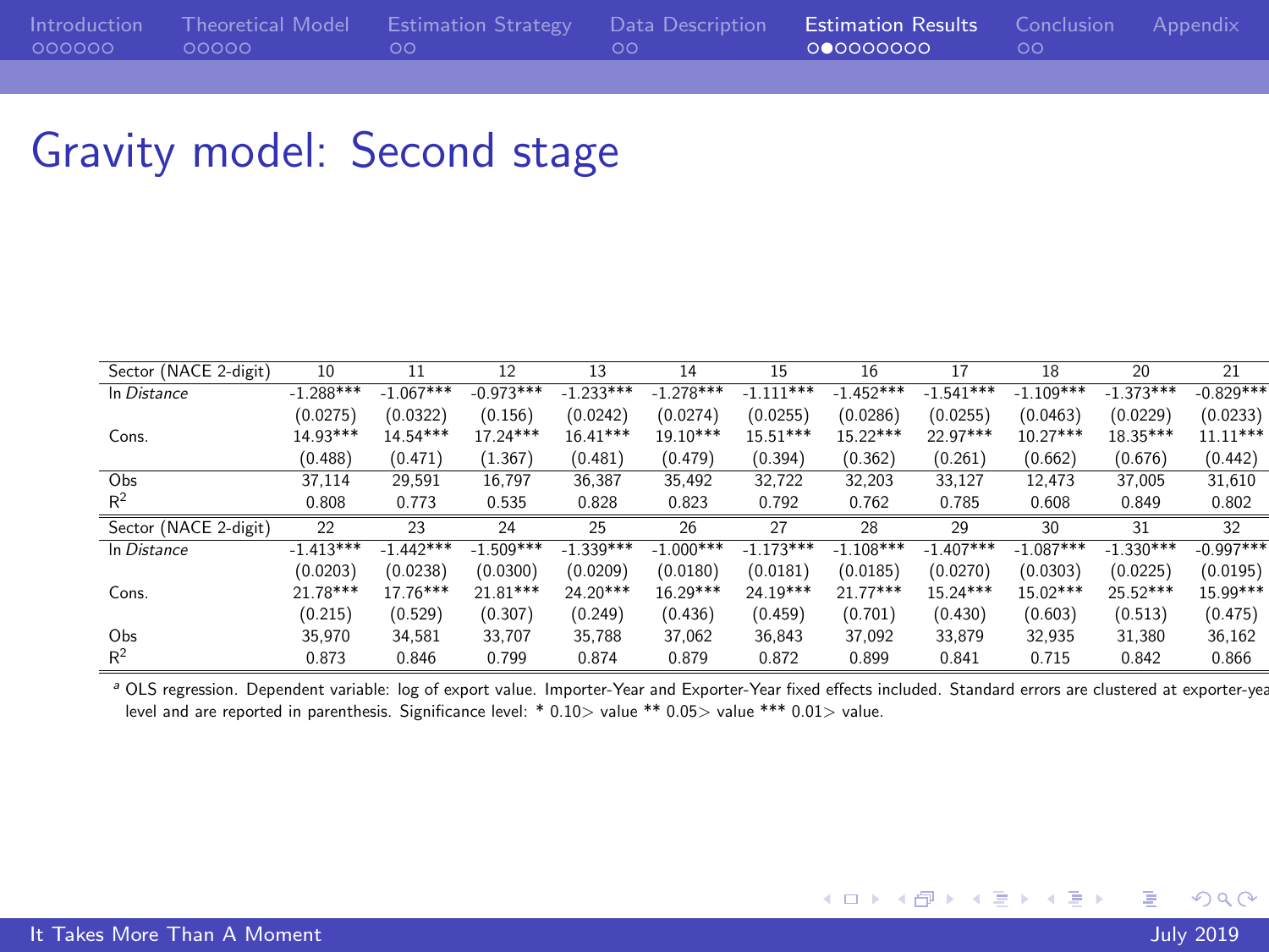# Gravity model: Second stage

| Sector (NACE 2-digit) | 10 | 11 | 12 | 13 | 14 | 15 | 16 | 17 | 18 | 20 | 21 |
|---|---|---|---|---|---|---|---|---|---|---|---|
| ln *Distance* | -1.288*** | -1.067*** | -0.973*** | -1.233*** | -1.278*** | -1.111*** | -1.452*** | -1.541*** | -1.109*** | -1.373*** | -0.829*** |
| | (0.0275) | (0.0322) | (0.156) | (0.0242) | (0.0274) | (0.0255) | (0.0286) | (0.0255) | (0.0463) | (0.0229) | (0.0233) |
| Cons. | 14.93*** | 14.54*** | 17.24*** | 16.41*** | 19.10*** | 15.51*** | 15.22*** | 22.97*** | 10.27*** | 18.35*** | 11.11*** |
| | (0.488) | (0.471) | (1.367) | (0.481) | (0.479) | (0.394) | (0.362) | (0.261) | (0.662) | (0.676) | (0.442) |
| Obs | 37,114 | 29,591 | 16,797 | 36,387 | 35,492 | 32,722 | 32,203 | 33,127 | 12,473 | 37,005 | 31,610 |
| $R^2$ | 0.808 | 0.773 | 0.535 | 0.828 | 0.823 | 0.792 | 0.762 | 0.785 | 0.608 | 0.849 | 0.802 |
| Sector (NACE 2-digit) | 22 | 23 | 24 | 25 | 26 | 27 | 28 | 29 | 30 | 31 | 32 |
| ln *Distance* | -1.413*** | -1.442*** | -1.509*** | -1.339*** | -1.000*** | -1.173*** | -1.108*** | -1.407*** | -1.087*** | -1.330*** | -0.997*** |
| | (0.0203) | (0.0238) | (0.0300) | (0.0209) | (0.0180) | (0.0181) | (0.0185) | (0.0270) | (0.0303) | (0.0225) | (0.0195) |
| Cons. | 21.78*** | 17.76*** | 21.81*** | 24.20*** | 16.29*** | 24.19*** | 21.77*** | 15.24*** | 15.02*** | 25.52*** | 15.99*** |
| | (0.215) | (0.529) | (0.307) | (0.249) | (0.436) | (0.459) | (0.701) | (0.430) | (0.603) | (0.513) | (0.475) |
| Obs | 35,970 | 34,581 | 33,707 | 35,788 | 37,062 | 36,843 | 37,092 | 33,879 | 32,935 | 31,380 | 36,162 |
| $R^2$ | 0.873 | 0.846 | 0.799 | 0.874 | 0.879 | 0.872 | 0.899 | 0.841 | 0.715 | 0.842 | 0.866 |

[a] OLS regression. Dependent variable: log of export value. Importer-Year and Exporter-Year fixed effects included. Standard errors are clustered at exporter-year level and are reported in parenthesis. Significance level: * 0.10> value ** 0.05> value *** 0.01> value.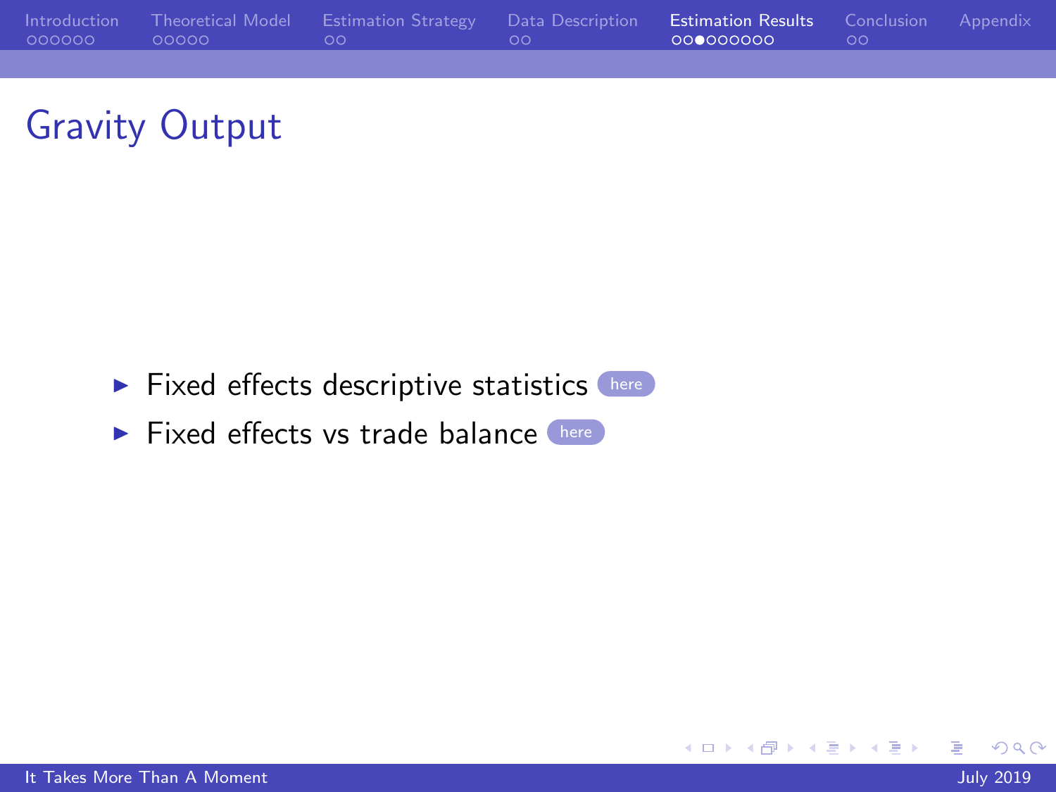# Gravity Output

- Fixed effects descriptive statistics here
- Fixed effects vs trade balance here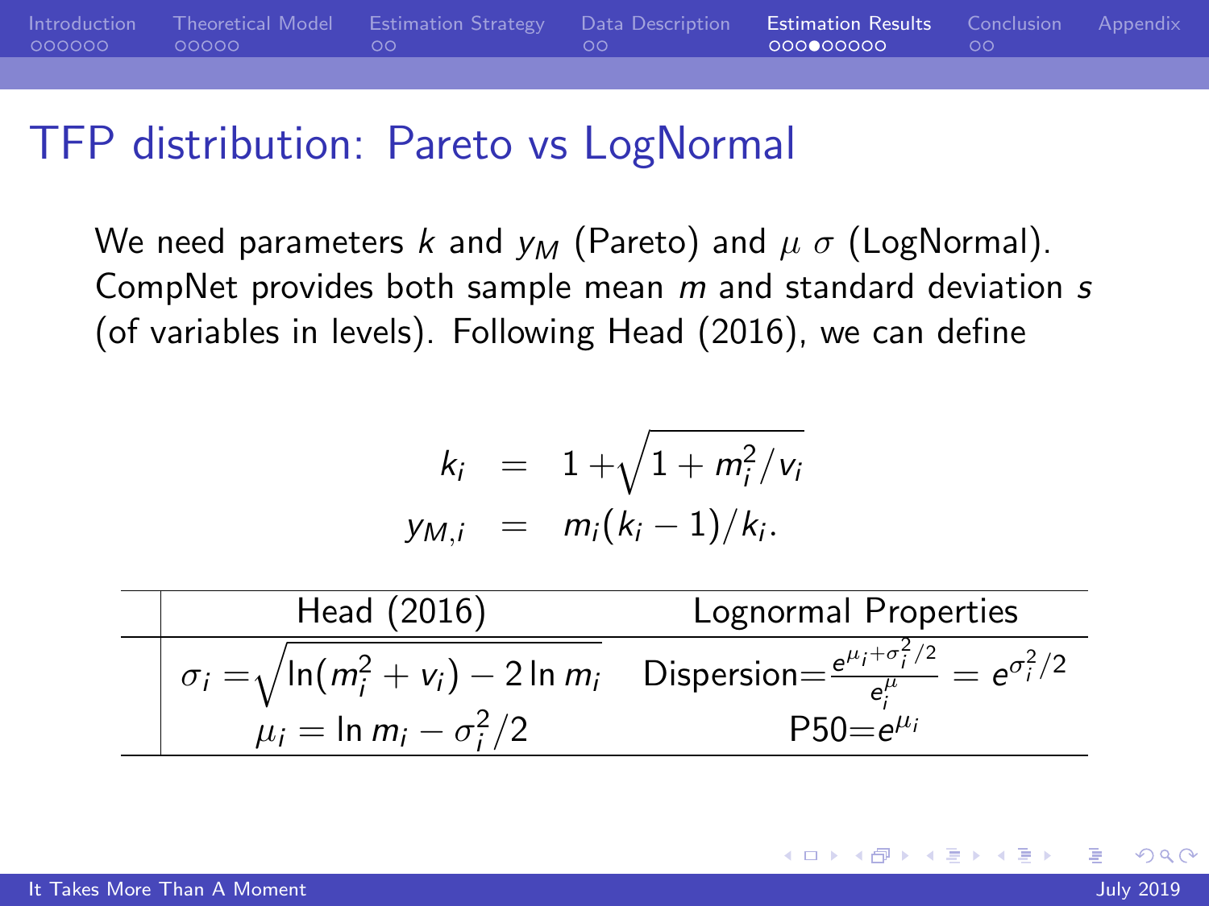# TFP distribution: Pareto vs LogNormal

We need parameters $k$ and $y_M$ (Pareto) and $\mu$ $\sigma$ (LogNormal). CompNet provides both sample mean $m$ and standard deviation $s$ (of variables in levels). Following Head (2016), we can define

$$
\begin{aligned}
k_i &= 1 + \sqrt{1 + m_i^2/v_i} \\
y_{M,i} &= m_i(k_i - 1)/k_i.
\end{aligned}
$$

| | Head (2016) | Lognormal Properties |
|---|---|---|
| | $\sigma_i = \sqrt{\ln(m_i^2 + v_i) - 2\ln m_i}$ | Dispersion$= \frac{e^{\mu_i + \sigma_i^2/2}}{e_i^{\mu}} = e^{\sigma_i^2/2}$ |
| | $\mu_i = \ln m_i - \sigma_i^2/2$ | P50$=e^{\mu_i}$ |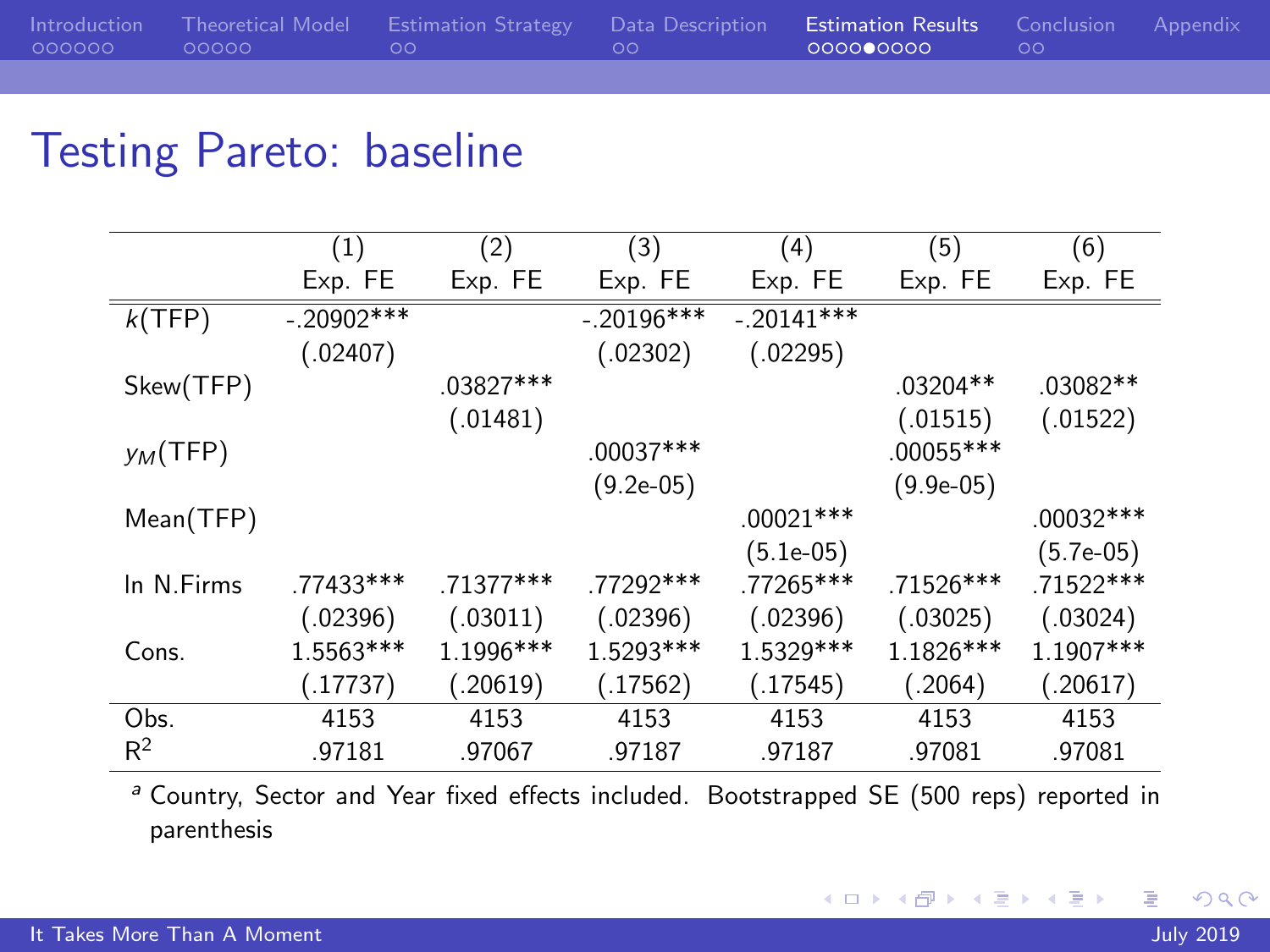# Testing Pareto: baseline

| | (1) | (2) | (3) | (4) | (5) | (6) |
|---|---|---|---|---|---|---|
| | Exp. FE | Exp. FE | Exp. FE | Exp. FE | Exp. FE | Exp. FE |
| $k$(TFP) | -.20902*** | | -.20196*** | -.20141*** | | |
| | (.02407) | | (.02302) | (.02295) | | |
| Skew(TFP) | | .03827*** | | | .03204** | .03082** |
| | | (.01481) | | | (.01515) | (.01522) |
| $y_M$(TFP) | | | .00037*** | | .00055*** | |
| | | | (9.2e-05) | | (9.9e-05) | |
| Mean(TFP) | | | | .00021*** | | .00032*** |
| | | | | (5.1e-05) | | (5.7e-05) |
| ln N.Firms | .77433*** | .71377*** | .77292*** | .77265*** | .71526*** | .71522*** |
| | (.02396) | (.03011) | (.02396) | (.02396) | (.03025) | (.03024) |
| Cons. | 1.5563*** | 1.1996*** | 1.5293*** | 1.5329*** | 1.1826*** | 1.1907*** |
| | (.17737) | (.20619) | (.17562) | (.17545) | (.2064) | (.20617) |
| Obs. | 4153 | 4153 | 4153 | 4153 | 4153 | 4153 |
| $R^2$ | .97181 | .97067 | .97187 | .97187 | .97081 | .97081 |

[a] Country, Sector and Year fixed effects included. Bootstrapped SE (500 reps) reported in parenthesis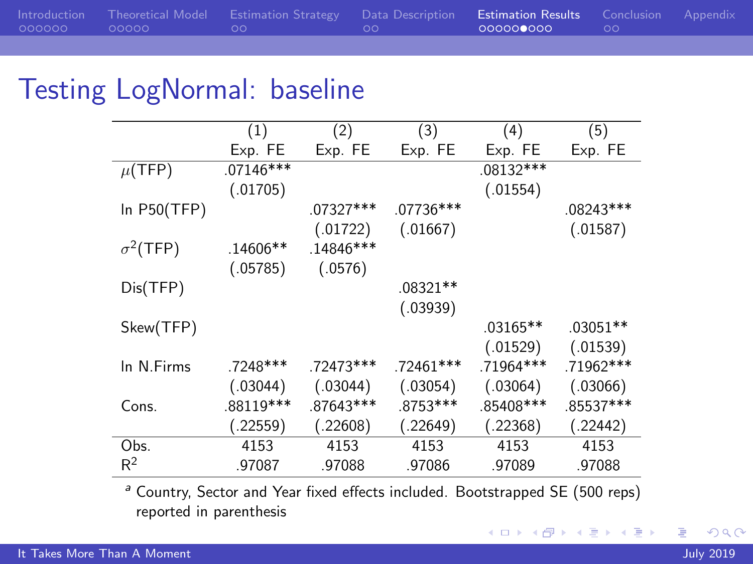## Testing LogNormal: baseline

| | (1) | (2) | (3) | (4) | (5) |
|---|---|---|---|---|---|
| | Exp. FE | Exp. FE | Exp. FE | Exp. FE | Exp. FE |
| $\mu$(TFP) | .07146*** | | | .08132*** | |
| | (.01705) | | | (.01554) | |
| ln P50(TFP) | | .07327*** | .07736*** | | .08243*** |
| | | (.01722) | (.01667) | | (.01587) |
| $\sigma^2$(TFP) | .14606** | .14846*** | | | |
| | (.05785) | (.0576) | | | |
| Dis(TFP) | | | .08321** | | |
| | | | (.03939) | | |
| Skew(TFP) | | | | .03165** | .03051** |
| | | | | (.01529) | (.01539) |
| ln N.Firms | .7248*** | .72473*** | .72461*** | .71964*** | .71962*** |
| | (.03044) | (.03044) | (.03054) | (.03064) | (.03066) |
| Cons. | .88119*** | .87643*** | .8753*** | .85408*** | .85537*** |
| | (.22559) | (.22608) | (.22649) | (.22368) | (.22442) |
| Obs. | 4153 | 4153 | 4153 | 4153 | 4153 |
| $R^2$ | .97087 | .97088 | .97086 | .97089 | .97088 |

[a] Country, Sector and Year fixed effects included. Bootstrapped SE (500 reps) reported in parenthesis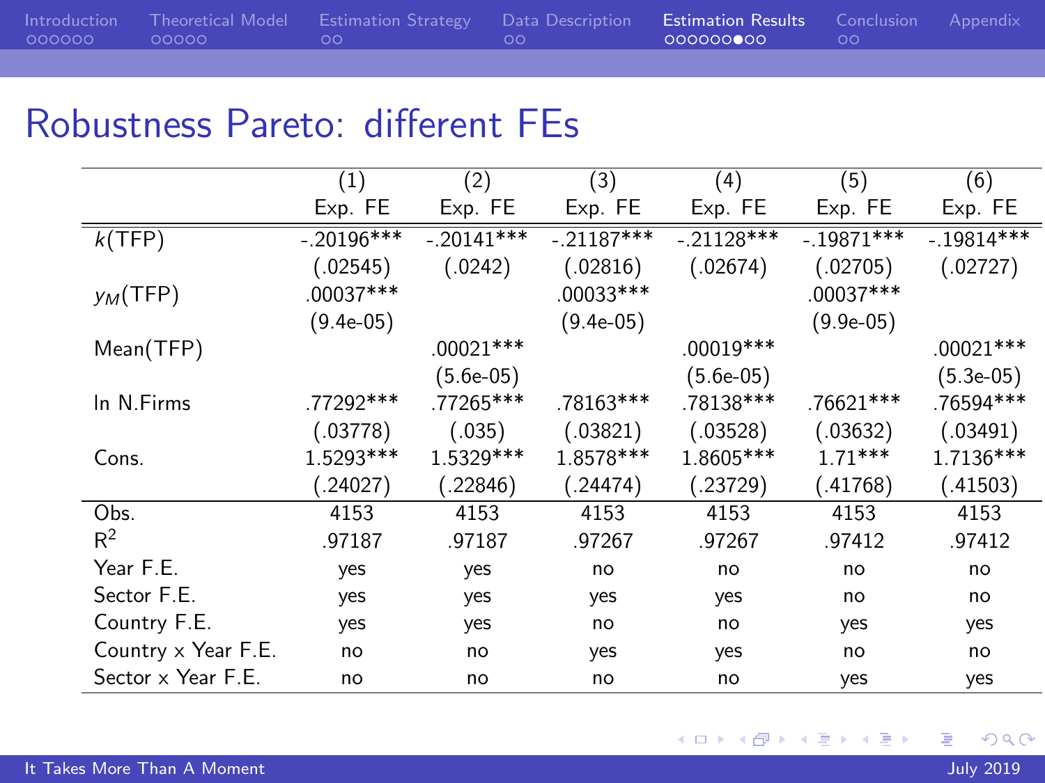## Robustness Pareto: different FEs

| | (1) | (2) | (3) | (4) | (5) | (6) |
|---|---|---|---|---|---|---|
| | Exp. FE | Exp. FE | Exp. FE | Exp. FE | Exp. FE | Exp. FE |
| $k$(TFP) | -.20196*** | -.20141*** | -.21187*** | -.21128*** | -.19871*** | -.19814*** |
| | (.02545) | (.0242) | (.02816) | (.02674) | (.02705) | (.02727) |
| $y_M$(TFP) | .00037*** | | .00033*** | | .00037*** | |
| | (9.4e-05) | | (9.4e-05) | | (9.9e-05) | |
| Mean(TFP) | | .00021*** | | .00019*** | | .00021*** |
| | | (5.6e-05) | | (5.6e-05) | | (5.3e-05) |
| ln N.Firms | .77292*** | .77265*** | .78163*** | .78138*** | .76621*** | .76594*** |
| | (.03778) | (.035) | (.03821) | (.03528) | (.03632) | (.03491) |
| Cons. | 1.5293*** | 1.5329*** | 1.8578*** | 1.8605*** | 1.71*** | 1.7136*** |
| | (.24027) | (.22846) | (.24474) | (.23729) | (.41768) | (.41503) |
| Obs. | 4153 | 4153 | 4153 | 4153 | 4153 | 4153 |
| $R^2$ | .97187 | .97187 | .97267 | .97267 | .97412 | .97412 |
| Year F.E. | yes | yes | no | no | no | no |
| Sector F.E. | yes | yes | yes | yes | no | no |
| Country F.E. | yes | yes | no | no | yes | yes |
| Country x Year F.E. | no | no | yes | yes | no | no |
| Sector x Year F.E. | no | no | no | no | yes | yes |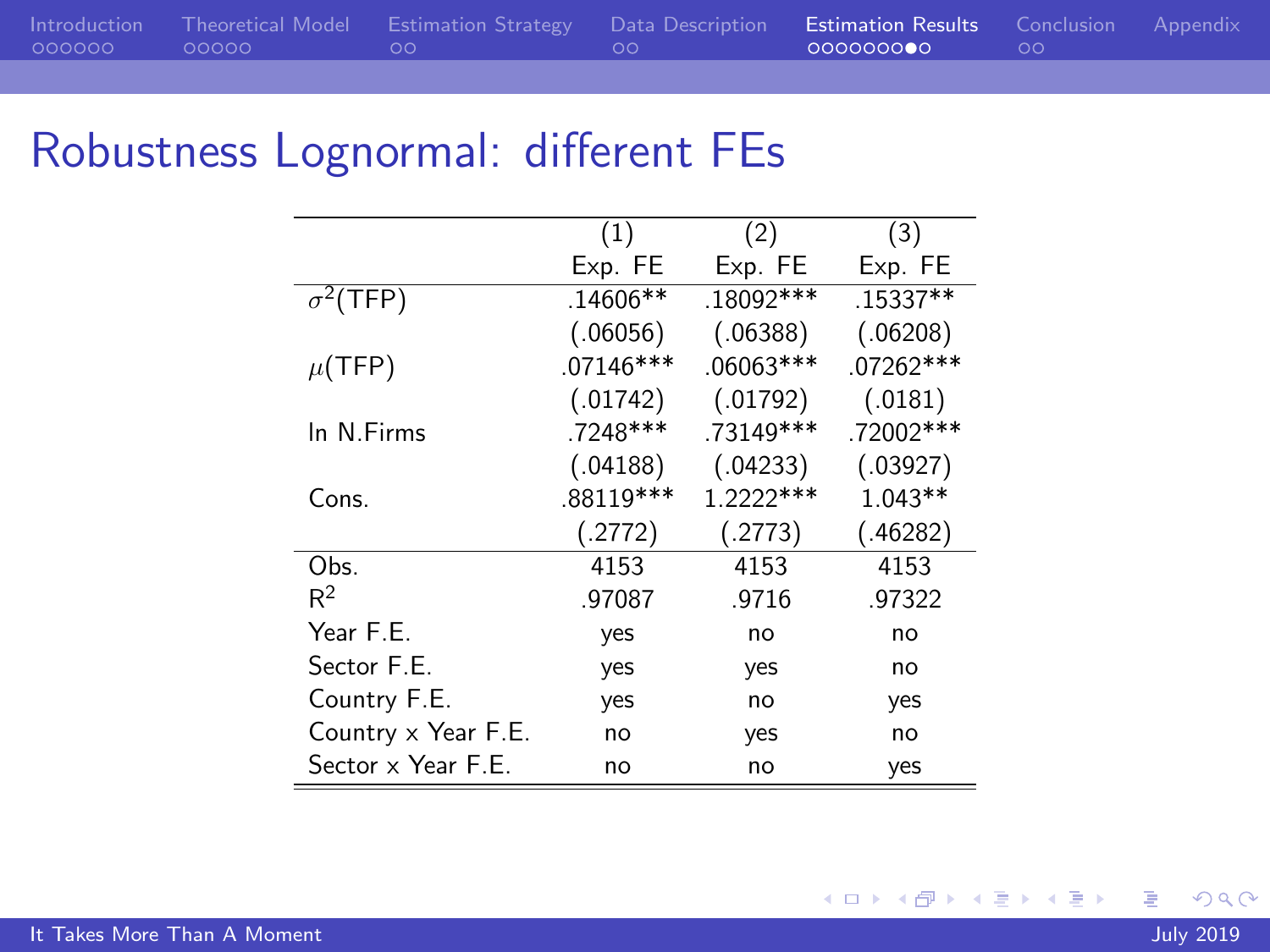## Robustness Lognormal: different FEs

| | (1) | (2) | (3) |
|---|---|---|---|
| | Exp. FE | Exp. FE | Exp. FE |
| $\sigma^2$(TFP) | .14606** | .18092*** | .15337** |
| | (.06056) | (.06388) | (.06208) |
| $\mu$(TFP) | .07146*** | .06063*** | .07262*** |
| | (.01742) | (.01792) | (.0181) |
| ln N.Firms | .7248*** | .73149*** | .72002*** |
| | (.04188) | (.04233) | (.03927) |
| Cons. | .88119*** | 1.2222*** | 1.043** |
| | (.2772) | (.2773) | (.46282) |
| Obs. | 4153 | 4153 | 4153 |
| $R^2$ | .97087 | .9716 | .97322 |
| Year F.E. | yes | no | no |
| Sector F.E. | yes | yes | no |
| Country F.E. | yes | no | yes |
| Country x Year F.E. | no | yes | no |
| Sector x Year F.E. | no | no | yes |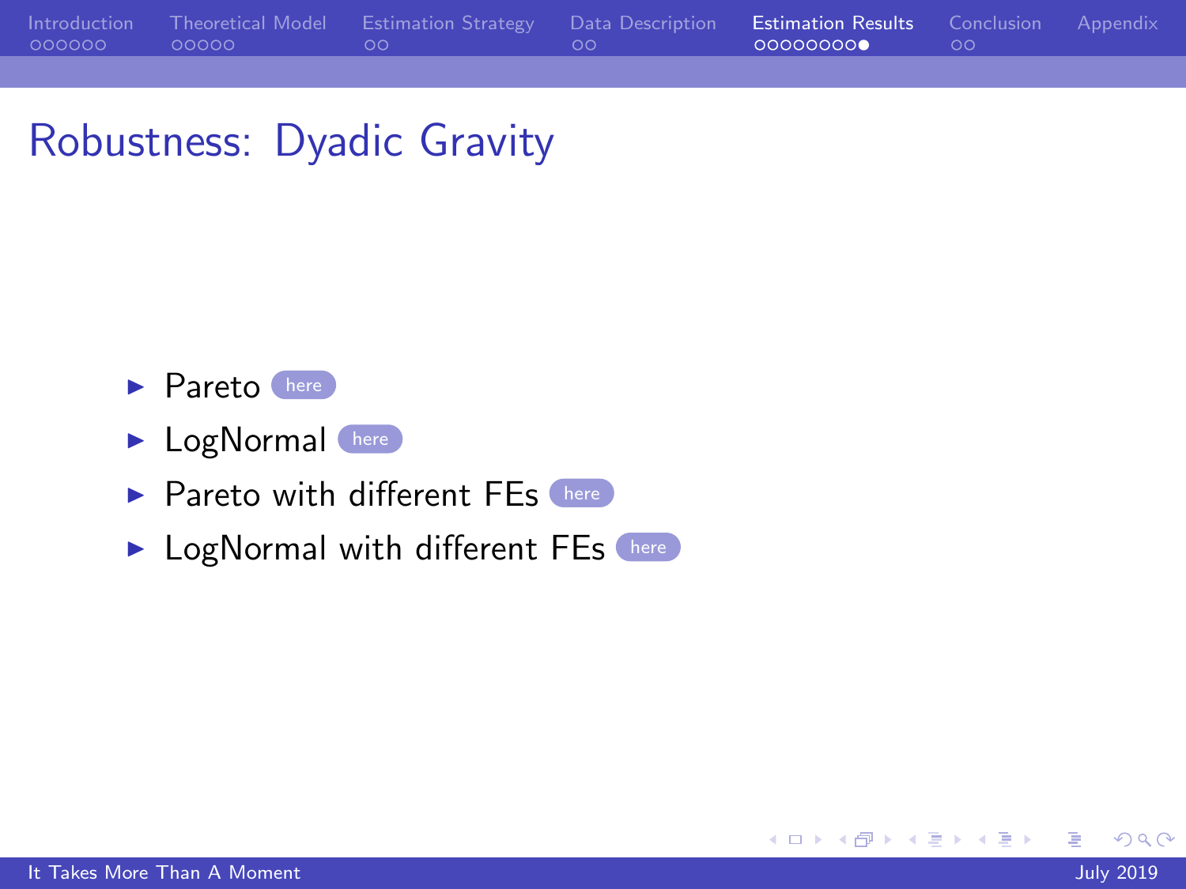# Robustness: Dyadic Gravity

- Pareto here
- LogNormal here
- Pareto with different FEs here
- LogNormal with different FEs here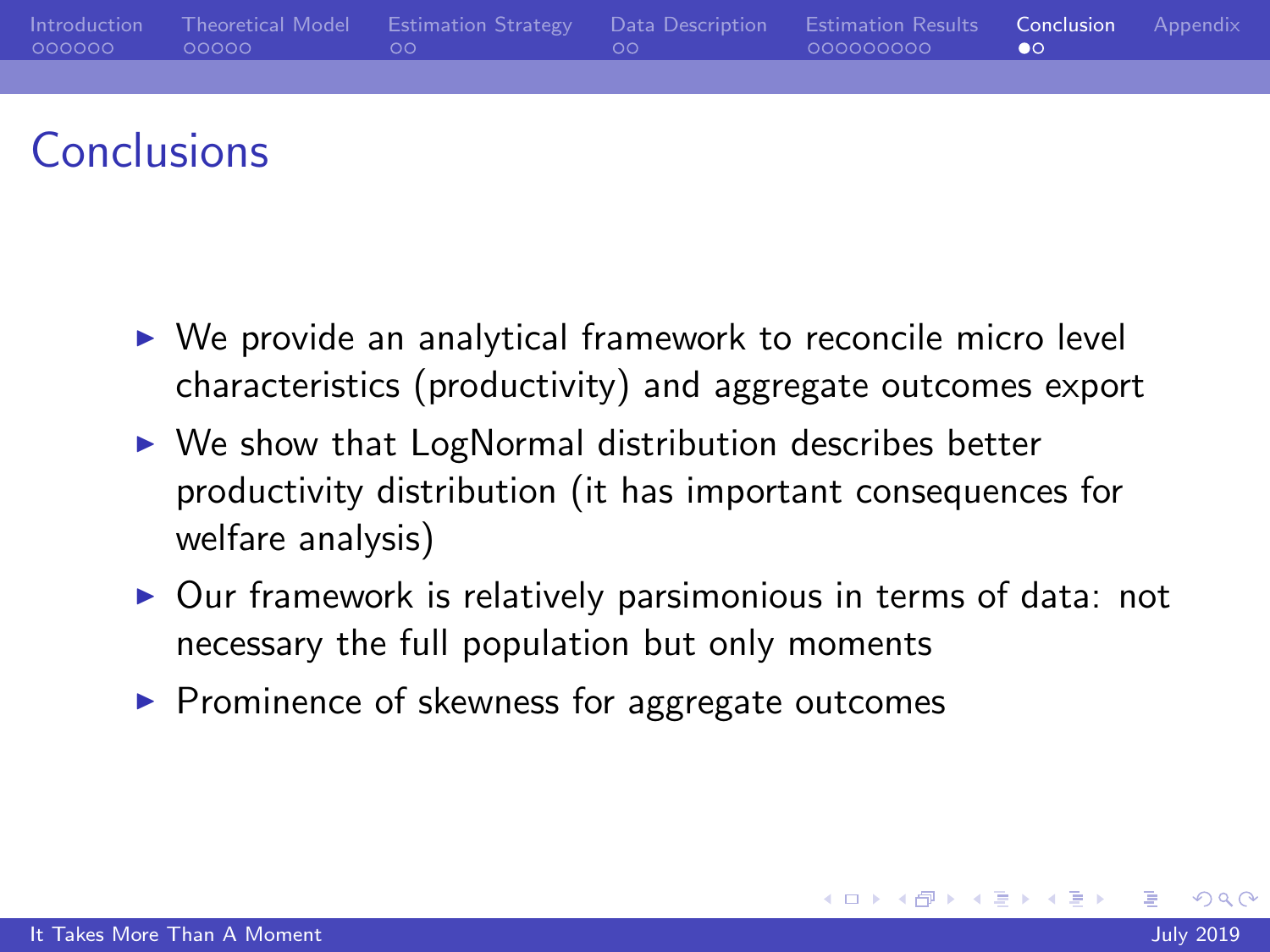# Conclusions

- We provide an analytical framework to reconcile micro level characteristics (productivity) and aggregate outcomes export
- We show that LogNormal distribution describes better productivity distribution (it has important consequences for welfare analysis)
- Our framework is relatively parsimonious in terms of data: not necessary the full population but only moments
- Prominence of skewness for aggregate outcomes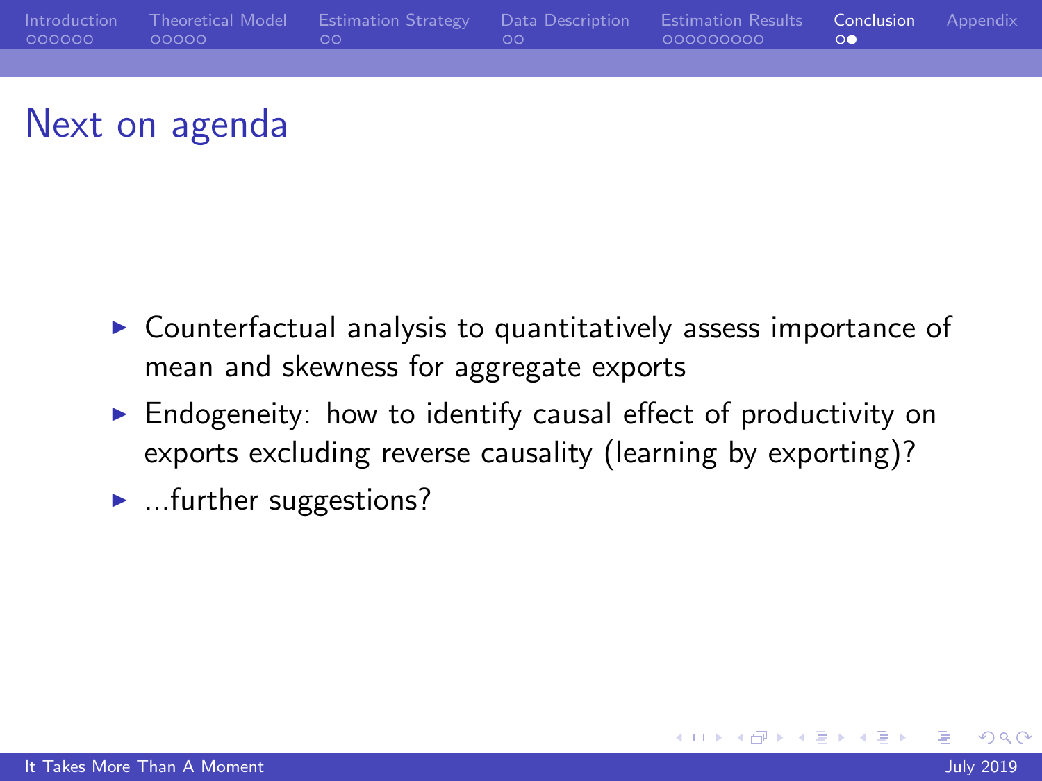# Next on agenda

- Counterfactual analysis to quantitatively assess importance of mean and skewness for aggregate exports
- Endogeneity: how to identify causal effect of productivity on exports excluding reverse causality (learning by exporting)?
- ...further suggestions?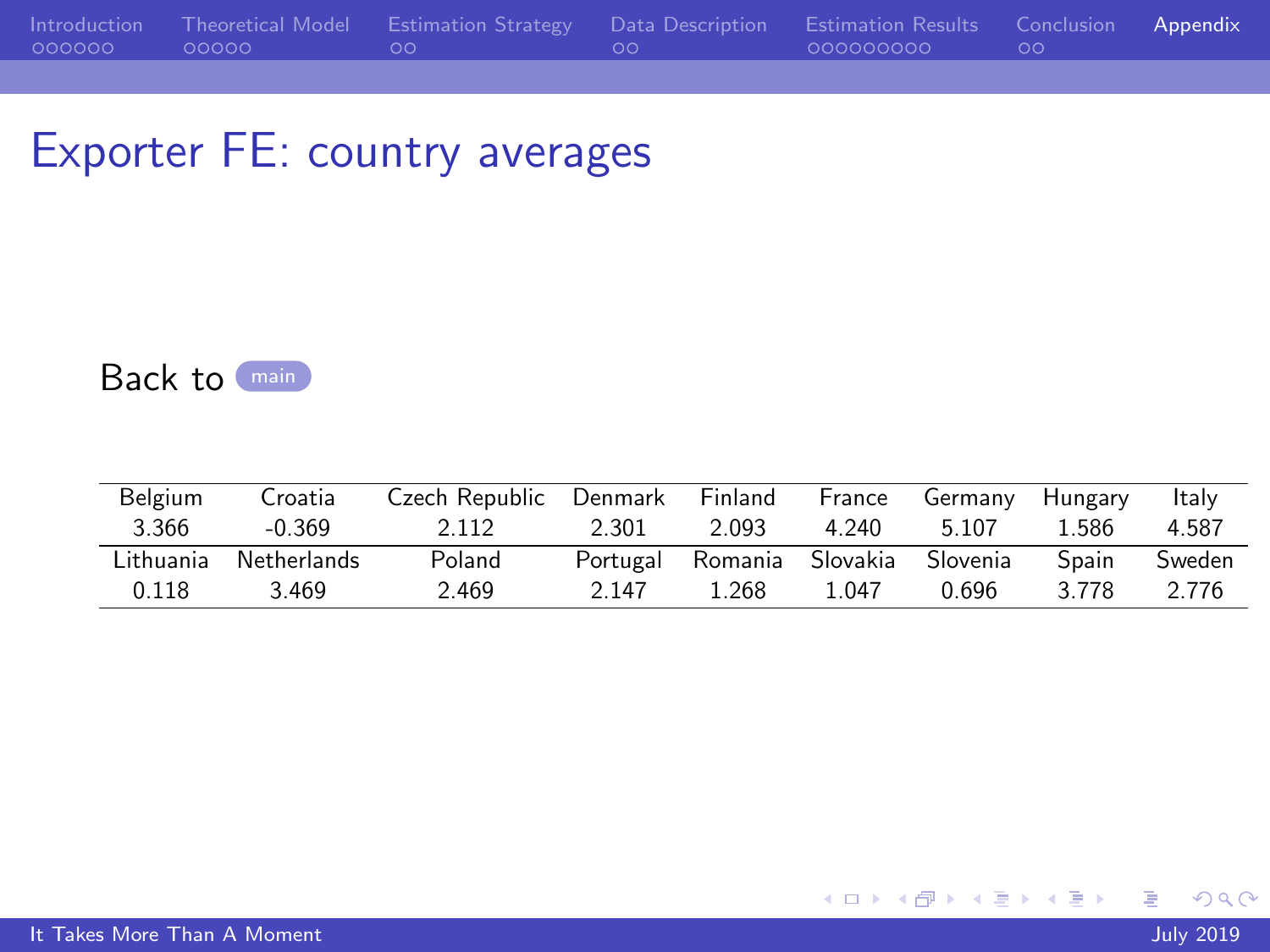# Exporter FE: country averages

Back to main

| Belgium | Croatia | Czech Republic | Denmark | Finland | France | Germany | Hungary | Italy |
|---|---|---|---|---|---|---|---|---|
| 3.366 | -0.369 | 2.112 | 2.301 | 2.093 | 4.240 | 5.107 | 1.586 | 4.587 |
| Lithuania | Netherlands | Poland | Portugal | Romania | Slovakia | Slovenia | Spain | Sweden |
| 0.118 | 3.469 | 2.469 | 2.147 | 1.268 | 1.047 | 0.696 | 3.778 | 2.776 |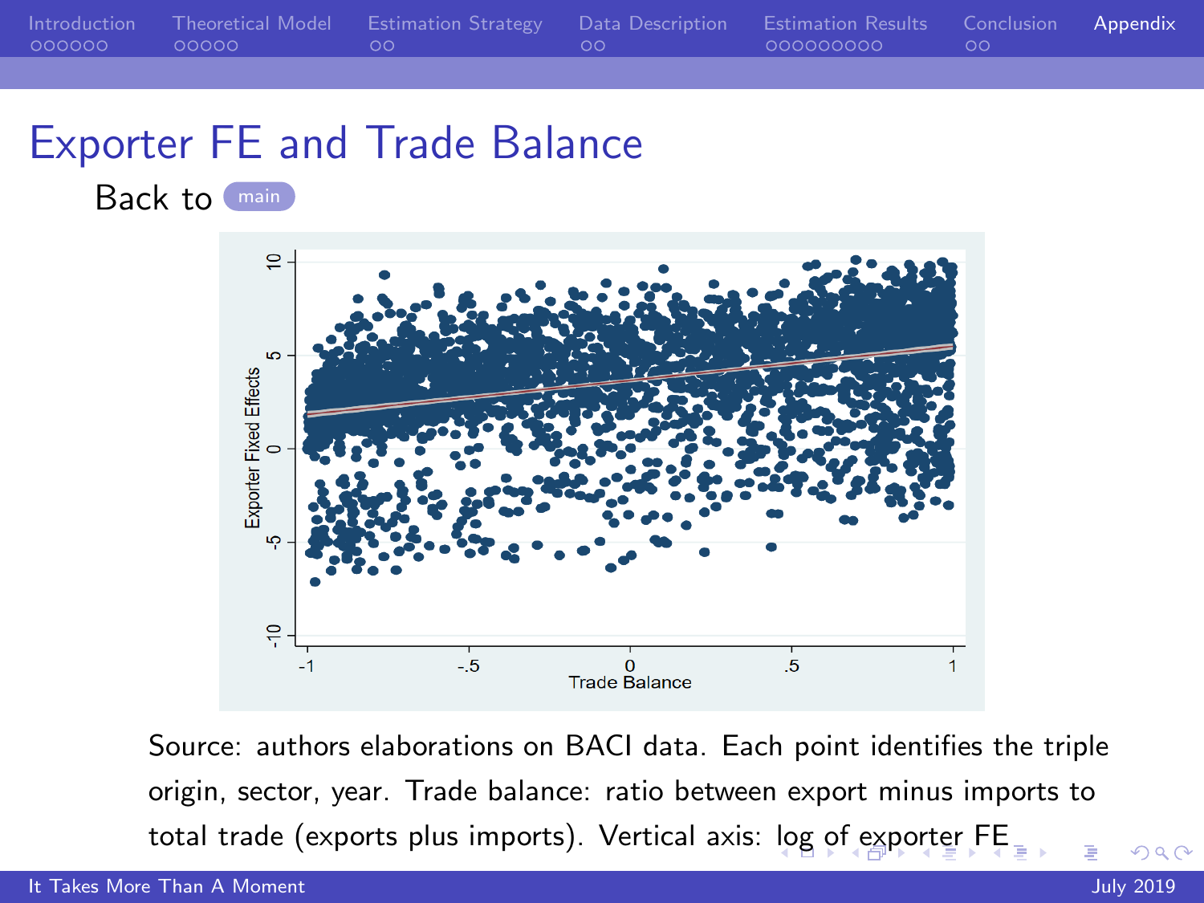# Exporter FE and Trade Balance

Back to main

Source: authors elaborations on BACI data. Each point identifies the triple origin, sector, year. Trade balance: ratio between export minus imports to total trade (exports plus imports). Vertical axis: log of exporter FE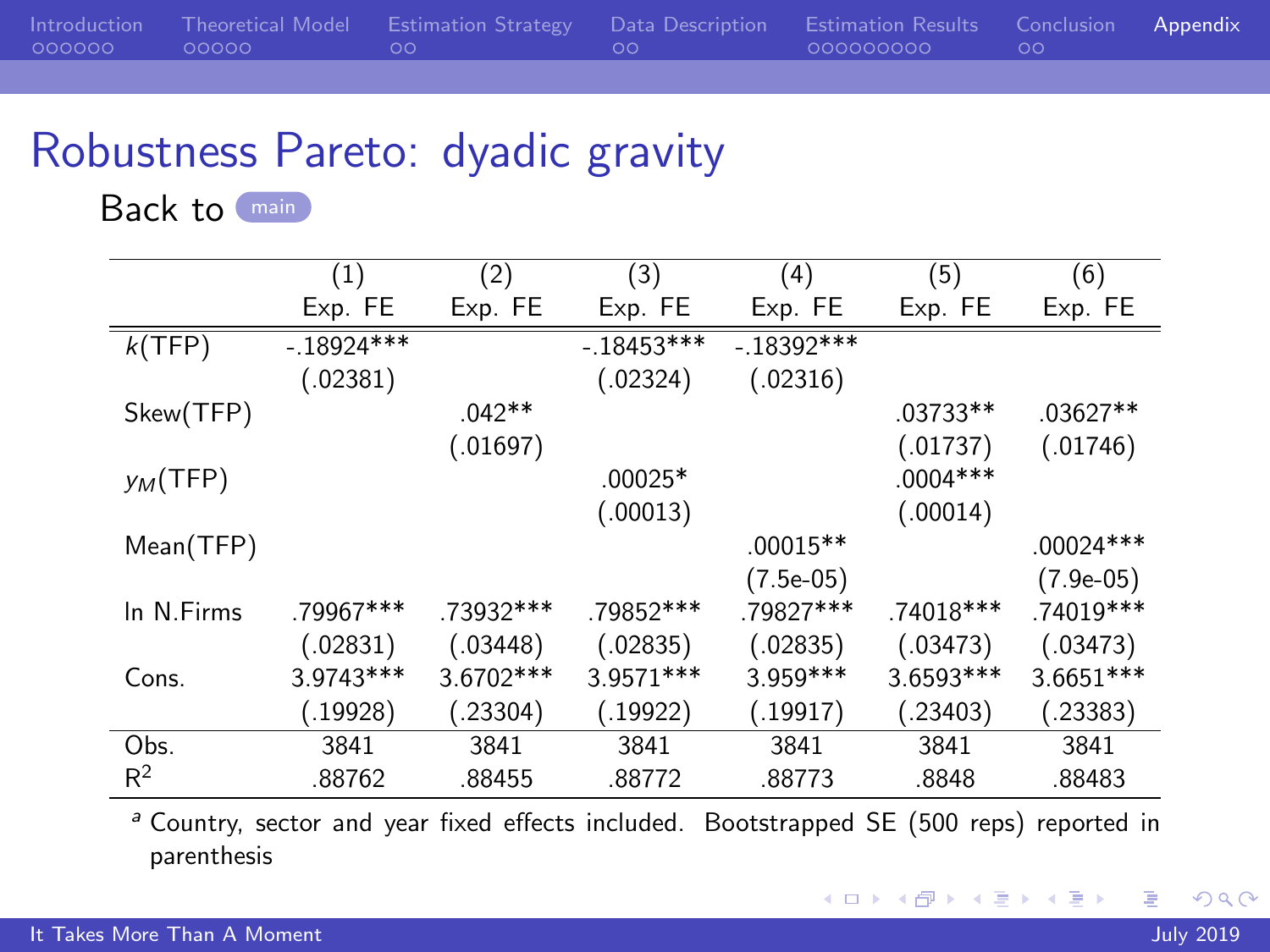## Robustness Pareto: dyadic gravity

Back to main

| | (1) | (2) | (3) | (4) | (5) | (6) |
|---|---|---|---|---|---|---|
| | Exp. FE | Exp. FE | Exp. FE | Exp. FE | Exp. FE | Exp. FE |
| $k$(TFP) | -.18924*** | | -.18453*** | -.18392*** | | |
| | (.02381) | | (.02324) | (.02316) | | |
| Skew(TFP) | | .042** | | | .03733** | .03627** |
| | | (.01697) | | | (.01737) | (.01746) |
| $y_M$(TFP) | | | .00025* | | .0004*** | |
| | | | (.00013) | | (.00014) | |
| Mean(TFP) | | | | .00015** | | .00024*** |
| | | | | (7.5e-05) | | (7.9e-05) |
| ln N.Firms | .79967*** | .73932*** | .79852*** | .79827*** | .74018*** | .74019*** |
| | (.02831) | (.03448) | (.02835) | (.02835) | (.03473) | (.03473) |
| Cons. | 3.9743*** | 3.6702*** | 3.9571*** | 3.959*** | 3.6593*** | 3.6651*** |
| | (.19928) | (.23304) | (.19922) | (.19917) | (.23403) | (.23383) |
| Obs. | 3841 | 3841 | 3841 | 3841 | 3841 | 3841 |
| $R^2$ | .88762 | .88455 | .88772 | .88773 | .8848 | .88483 |

[a] Country, sector and year fixed effects included. Bootstrapped SE (500 reps) reported in parenthesis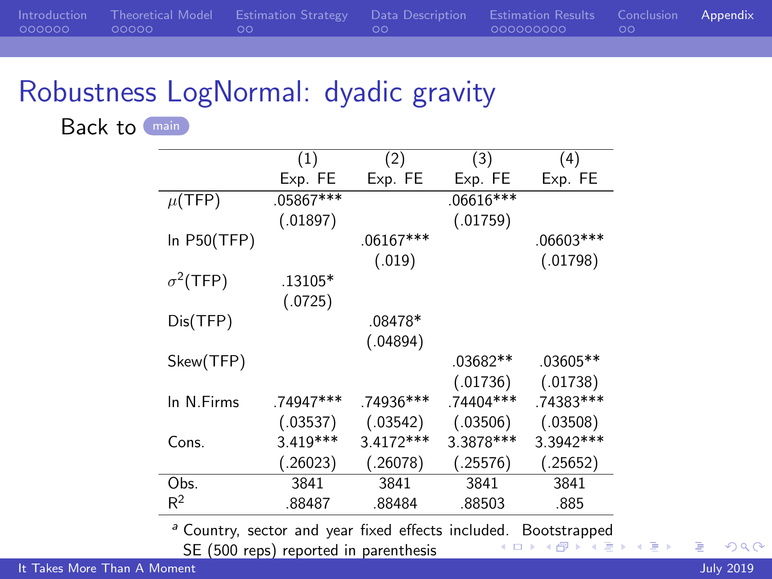# Robustness LogNormal: dyadic gravity

Back to main

| | (1) Exp. FE | (2) Exp. FE | (3) Exp. FE | (4) Exp. FE |
|---|---|---|---|---|
| $\mu$(TFP) | .05867*** | | .06616*** | |
| | (.01897) | | (.01759) | |
| ln P50(TFP) | | .06167*** | | .06603*** |
| | | (.019) | | (.01798) |
| $\sigma^2$(TFP) | .13105* | | | |
| | (.0725) | | | |
| Dis(TFP) | | .08478* | | |
| | | (.04894) | | |
| Skew(TFP) | | | .03682** | .03605** |
| | | | (.01736) | (.01738) |
| ln N.Firms | .74947*** | .74936*** | .74404*** | .74383*** |
| | (.03537) | (.03542) | (.03506) | (.03508) |
| Cons. | 3.419*** | 3.4172*** | 3.3878*** | 3.3942*** |
| | (.26023) | (.26078) | (.25576) | (.25652) |
| Obs. | 3841 | 3841 | 3841 | 3841 |
| $R^2$ | .88487 | .88484 | .88503 | .885 |

[a] Country, sector and year fixed effects included. Bootstrapped SE (500 reps) reported in parenthesis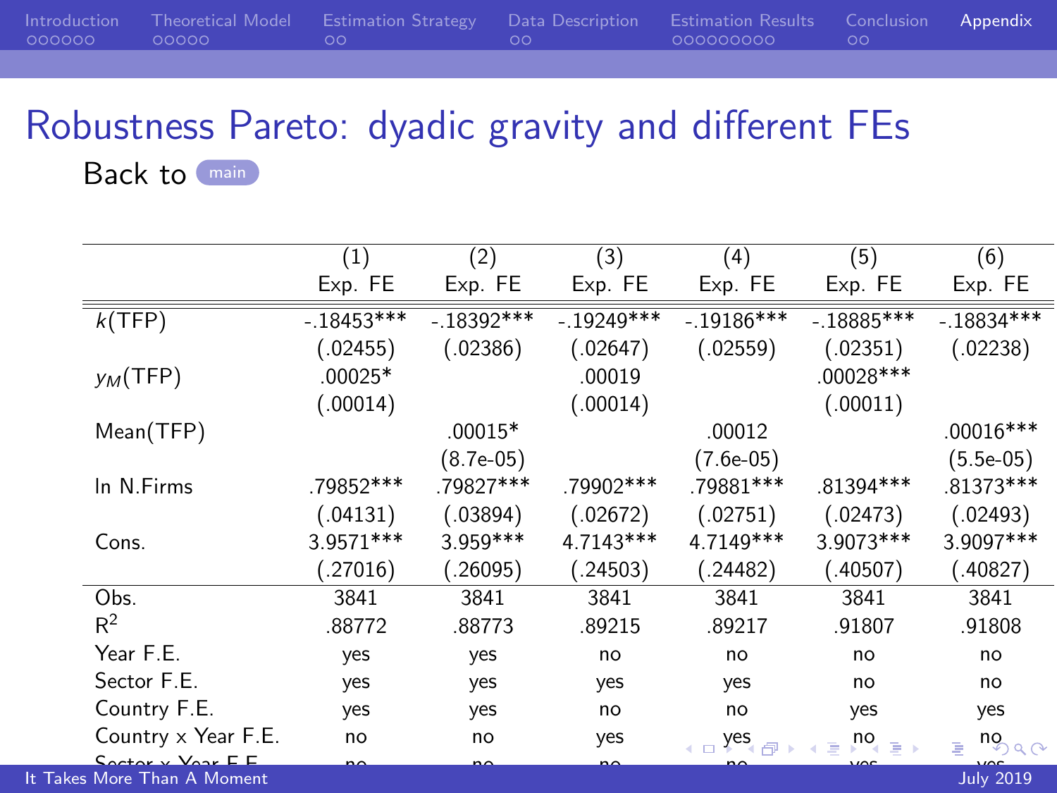# Robustness Pareto: dyadic gravity and different FEs

Back to main

| | (1) | (2) | (3) | (4) | (5) | (6) |
|---|---|---|---|---|---|---|
| | Exp. FE | Exp. FE | Exp. FE | Exp. FE | Exp. FE | Exp. FE |
| $k$(TFP) | -.18453*** | -.18392*** | -.19249*** | -.19186*** | -.18885*** | -.18834*** |
| | (.02455) | (.02386) | (.02647) | (.02559) | (.02351) | (.02238) |
| $y_M$(TFP) | .00025* | | .00019 | | .00028*** | |
| | (.00014) | | (.00014) | | (.00011) | |
| Mean(TFP) | | .00015* | | .00012 | | .00016*** |
| | | (8.7e-05) | | (7.6e-05) | | (5.5e-05) |
| ln N.Firms | .79852*** | .79827*** | .79902*** | .79881*** | .81394*** | .81373*** |
| | (.04131) | (.03894) | (.02672) | (.02751) | (.02473) | (.02493) |
| Cons. | 3.9571*** | 3.959*** | 4.7143*** | 4.7149*** | 3.9073*** | 3.9097*** |
| | (.27016) | (.26095) | (.24503) | (.24482) | (.40507) | (.40827) |
| Obs. | 3841 | 3841 | 3841 | 3841 | 3841 | 3841 |
| $R^2$ | .88772 | .88773 | .89215 | .89217 | .91807 | .91808 |
| Year F.E. | yes | yes | no | no | no | no |
| Sector F.E. | yes | yes | yes | yes | no | no |
| Country F.E. | yes | yes | no | no | yes | yes |
| Country x Year F.E. | no | no | yes | yes | no | no |
| Sector x Year F.E. | no | no | no | no | yes | yes |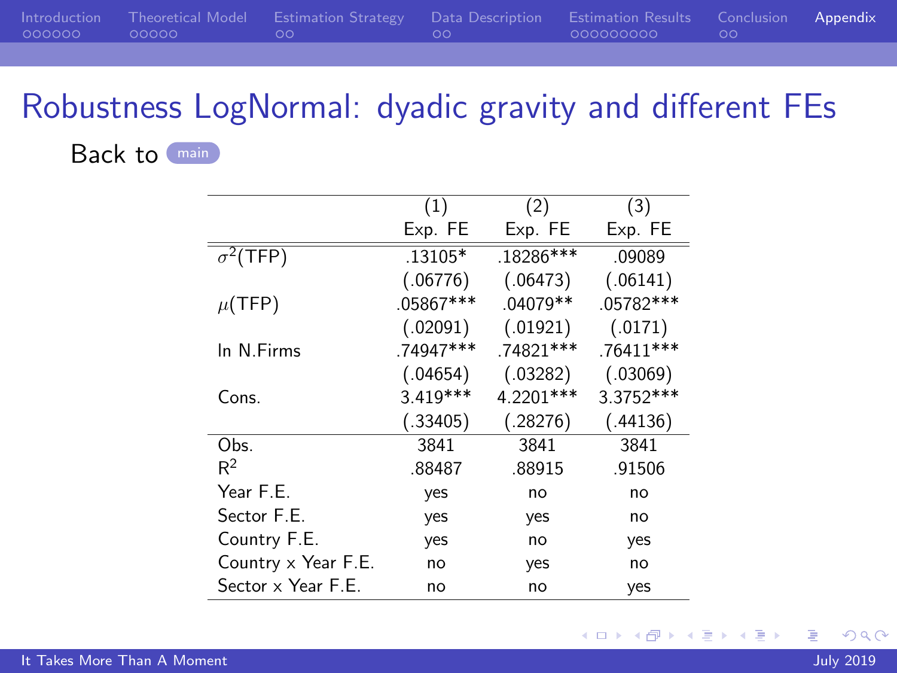# Robustness LogNormal: dyadic gravity and different FEs

Back to main

| | (1) | (2) | (3) |
|---|---|---|---|
| | Exp. FE | Exp. FE | Exp. FE |
| $\sigma^2$(TFP) | .13105* | .18286*** | .09089 |
| | (.06776) | (.06473) | (.06141) |
| $\mu$(TFP) | .05867*** | .04079** | .05782*** |
| | (.02091) | (.01921) | (.0171) |
| ln N.Firms | .74947*** | .74821*** | .76411*** |
| | (.04654) | (.03282) | (.03069) |
| Cons. | 3.419*** | 4.2201*** | 3.3752*** |
| | (.33405) | (.28276) | (.44136) |
| Obs. | 3841 | 3841 | 3841 |
| $R^2$ | .88487 | .88915 | .91506 |
| Year F.E. | yes | no | no |
| Sector F.E. | yes | yes | no |
| Country F.E. | yes | no | yes |
| Country x Year F.E. | no | yes | no |
| Sector x Year F.E. | no | no | yes |